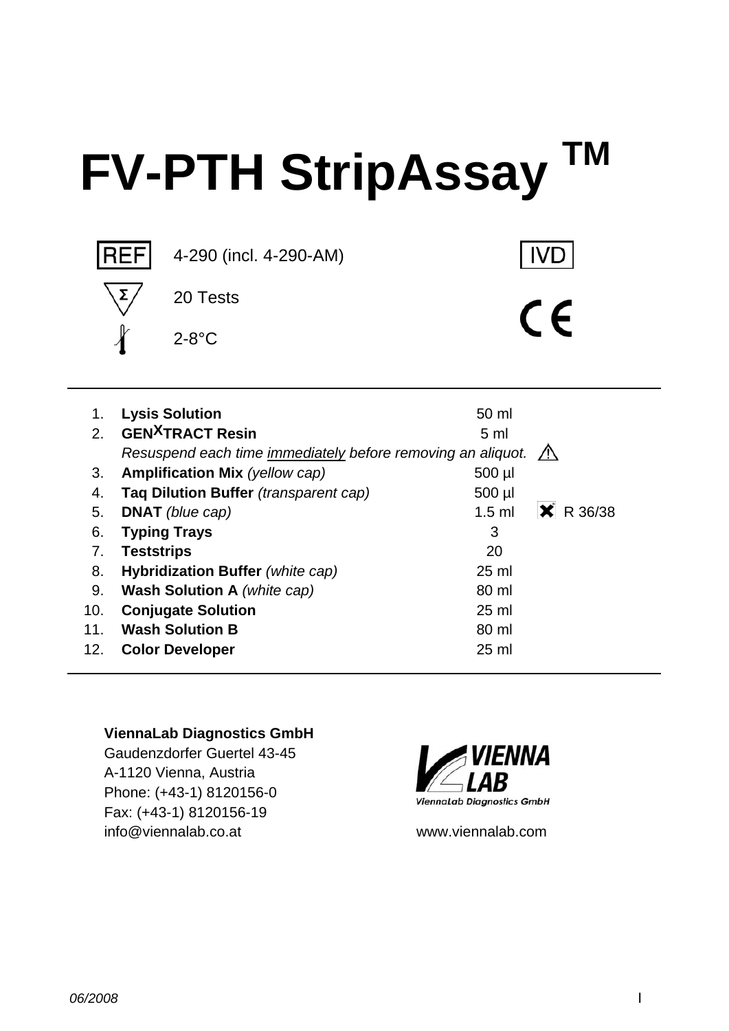# FV-PTH StripAssay ™

REF 4-290 (incl. 4-290-AM)

IVD

Σ 20 Tests

CE

2-8°C

| | | | |
|---|---|---|---|
| 1. | **Lysis Solution** | 50 ml | |
| 2. | **GEN$^{X}$TRACT Resin** | 5 ml | |
| | *Resuspend each time immediately before removing an aliquot.* | | ⚠ |
| 3. | **Amplification Mix** *(yellow cap)* | 500 µl | |
| 4. | **Taq Dilution Buffer** *(transparent cap)* | 500 µl | |
| 5. | **DNAT** *(blue cap)* | 1.5 ml | ✖ R 36/38 |
| 6. | **Typing Trays** | 3 | |
| 7. | **Teststrips** | 20 | |
| 8. | **Hybridization Buffer** *(white cap)* | 25 ml | |
| 9. | **Wash Solution A** *(white cap)* | 80 ml | |
| 10. | **Conjugate Solution** | 25 ml | |
| 11. | **Wash Solution B** | 80 ml | |
| 12. | **Color Developer** | 25 ml | |

**ViennaLab Diagnostics GmbH**
Gaudenzdorfer Guertel 43-45
A-1120 Vienna, Austria
Phone: (+43-1) 8120156-0
Fax: (+43-1) 8120156-19
info@viennalab.co.at

VIENNA LAB
ViennaLab Diagnostics GmbH

www.viennalab.com

06/2008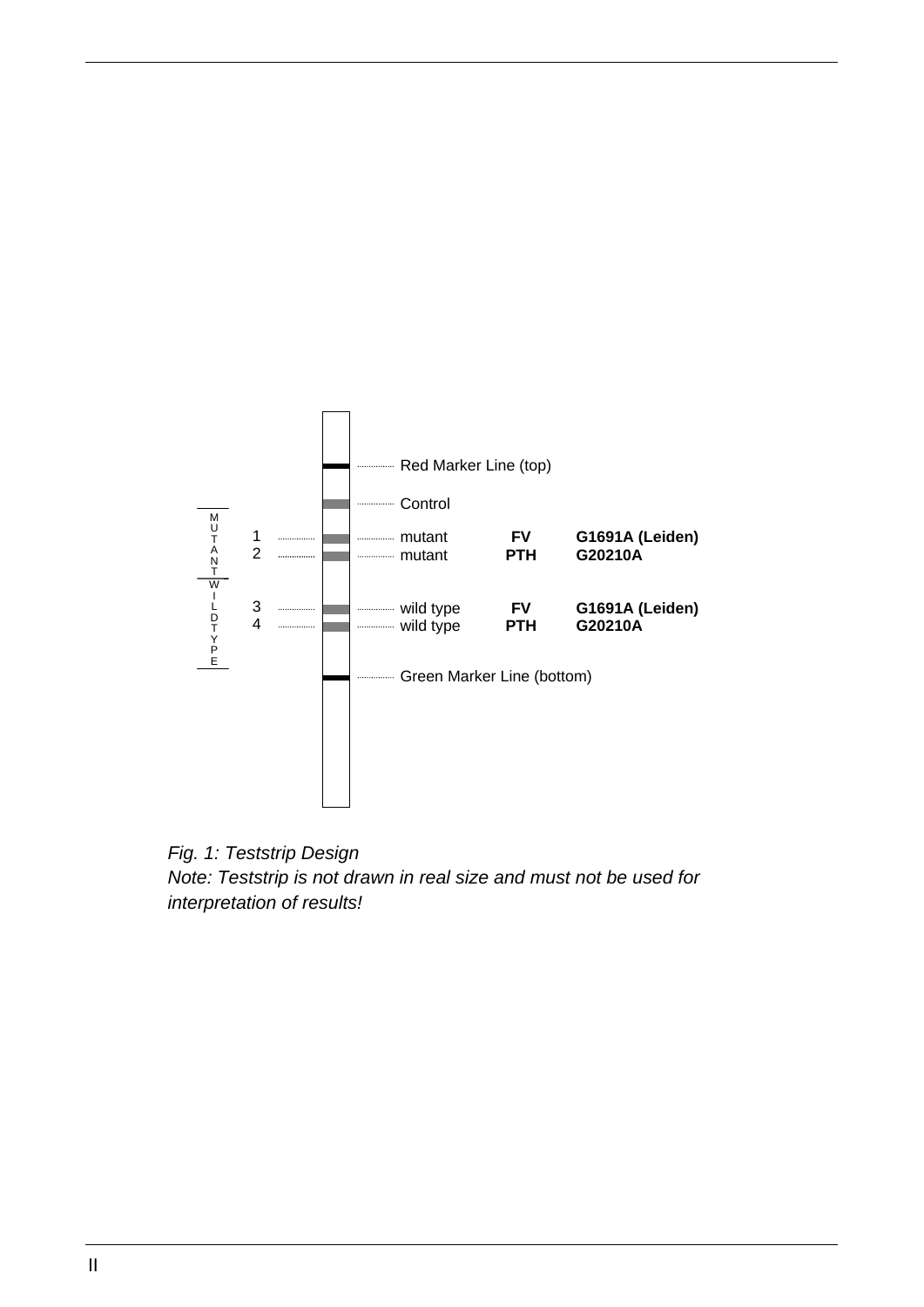| Position | Label | Line | Gene | Mutation |
|---|---|---|---|---|
| | | Red Marker Line (top) | | |
| | | Control | | |
| MUTANT | 1 | mutant | **FV** | **G1691A (Leiden)** |
| MUTANT | 2 | mutant | **PTH** | **G20210A** |
| WILDTYPE | 3 | wild type | **FV** | **G1691A (Leiden)** |
| WILDTYPE | 4 | wild type | **PTH** | **G20210A** |
| | | Green Marker Line (bottom) | | |

*Fig. 1: Teststrip Design*

*Note: Teststrip is not drawn in real size and must not be used for interpretation of results!*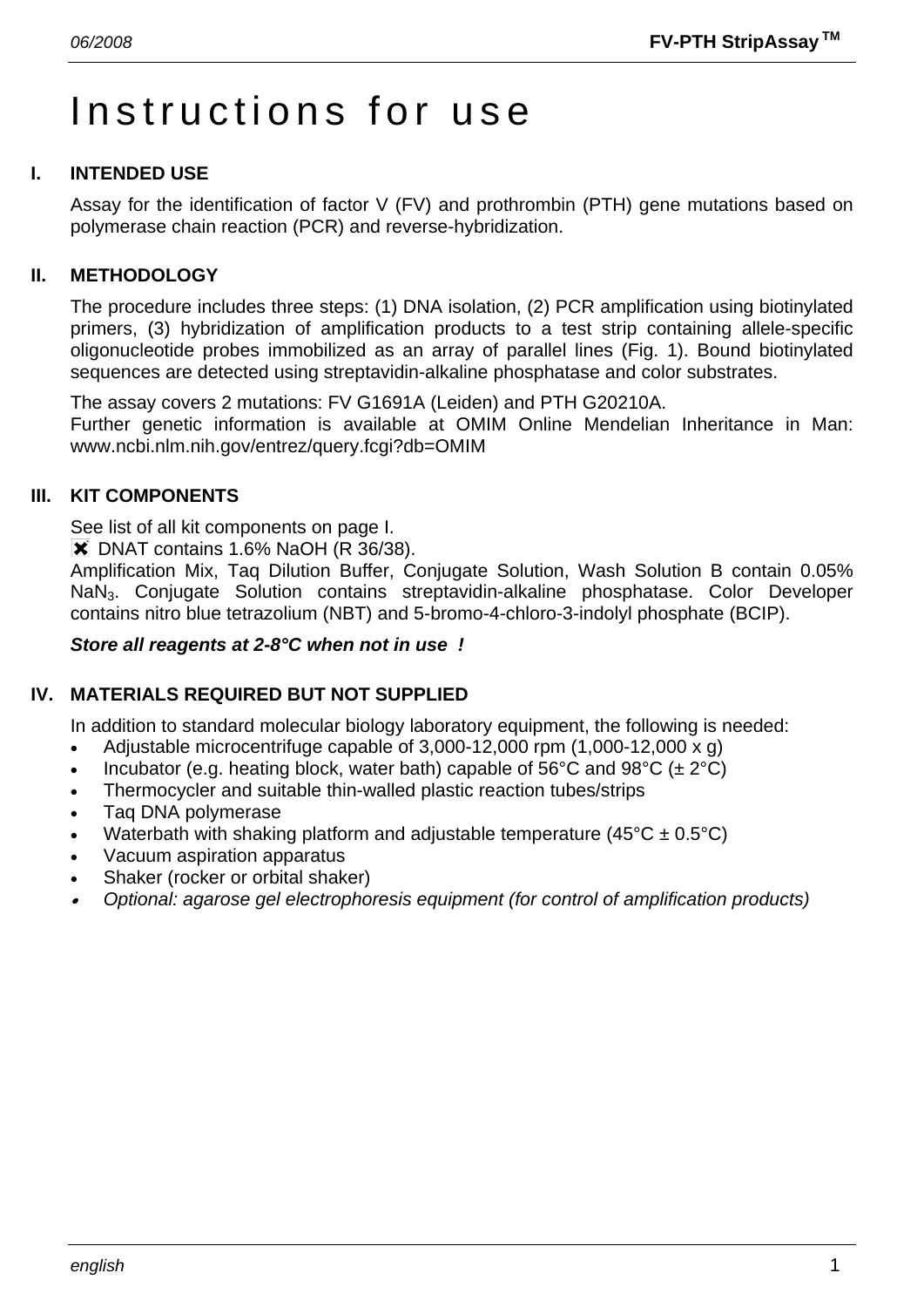# Instructions for use

## I. INTENDED USE

Assay for the identification of factor V (FV) and prothrombin (PTH) gene mutations based on polymerase chain reaction (PCR) and reverse-hybridization.

## II. METHODOLOGY

The procedure includes three steps: (1) DNA isolation, (2) PCR amplification using biotinylated primers, (3) hybridization of amplification products to a test strip containing allele-specific oligonucleotide probes immobilized as an array of parallel lines (Fig. 1). Bound biotinylated sequences are detected using streptavidin-alkaline phosphatase and color substrates.

The assay covers 2 mutations: FV G1691A (Leiden) and PTH G20210A.
Further genetic information is available at OMIM Online Mendelian Inheritance in Man: www.ncbi.nlm.nih.gov/entrez/query.fcgi?db=OMIM

## III. KIT COMPONENTS

See list of all kit components on page I.
✖ DNAT contains 1.6% NaOH (R 36/38).
Amplification Mix, Taq Dilution Buffer, Conjugate Solution, Wash Solution B contain 0.05% $NaN_3$. Conjugate Solution contains streptavidin-alkaline phosphatase. Color Developer contains nitro blue tetrazolium (NBT) and 5-bromo-4-chloro-3-indolyl phosphate (BCIP).

***Store all reagents at 2-8°C when not in use !***

## IV. MATERIALS REQUIRED BUT NOT SUPPLIED

In addition to standard molecular biology laboratory equipment, the following is needed:

- Adjustable microcentrifuge capable of 3,000-12,000 rpm (1,000-12,000 x g)
- Incubator (e.g. heating block, water bath) capable of 56°C and 98°C (± 2°C)
- Thermocycler and suitable thin-walled plastic reaction tubes/strips
- Taq DNA polymerase
- Waterbath with shaking platform and adjustable temperature (45°C ± 0.5°C)
- Vacuum aspiration apparatus
- Shaker (rocker or orbital shaker)
- *Optional: agarose gel electrophoresis equipment (for control of amplification products)*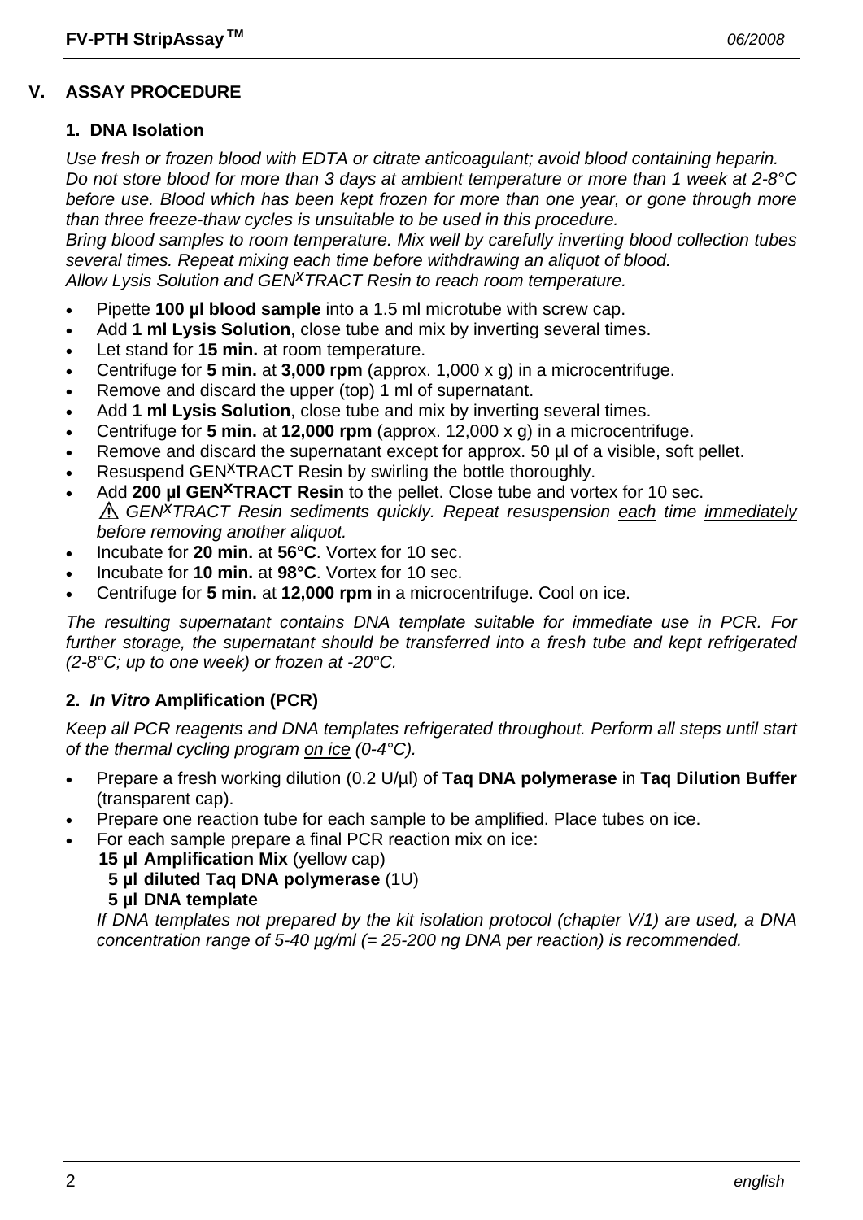## V. ASSAY PROCEDURE

### 1. DNA Isolation

*Use fresh or frozen blood with EDTA or citrate anticoagulant; avoid blood containing heparin. Do not store blood for more than 3 days at ambient temperature or more than 1 week at 2-8°C before use. Blood which has been kept frozen for more than one year, or gone through more than three freeze-thaw cycles is unsuitable to be used in this procedure.*
*Bring blood samples to room temperature. Mix well by carefully inverting blood collection tubes several times. Repeat mixing each time before withdrawing an aliquot of blood.*
*Allow Lysis Solution and GEN^X^TRACT Resin to reach room temperature.*

- Pipette **100 µl blood sample** into a 1.5 ml microtube with screw cap.
- Add **1 ml Lysis Solution**, close tube and mix by inverting several times.
- Let stand for **15 min.** at room temperature.
- Centrifuge for **5 min.** at **3,000 rpm** (approx. 1,000 x g) in a microcentrifuge.
- Remove and discard the upper (top) 1 ml of supernatant.
- Add **1 ml Lysis Solution**, close tube and mix by inverting several times.
- Centrifuge for **5 min.** at **12,000 rpm** (approx. 12,000 x g) in a microcentrifuge.
- Remove and discard the supernatant except for approx. 50 µl of a visible, soft pellet.
- Resuspend GEN^X^TRACT Resin by swirling the bottle thoroughly.
- Add **200 µl GEN^X^TRACT Resin** to the pellet. Close tube and vortex for 10 sec.
  ⚠ *GEN^X^TRACT Resin sediments quickly. Repeat resuspension each time immediately before removing another aliquot.*
- Incubate for **20 min.** at **56°C**. Vortex for 10 sec.
- Incubate for **10 min.** at **98°C**. Vortex for 10 sec.
- Centrifuge for **5 min.** at **12,000 rpm** in a microcentrifuge. Cool on ice.

*The resulting supernatant contains DNA template suitable for immediate use in PCR. For further storage, the supernatant should be transferred into a fresh tube and kept refrigerated (2-8°C; up to one week) or frozen at -20°C.*

### 2. *In Vitro* Amplification (PCR)

*Keep all PCR reagents and DNA templates refrigerated throughout. Perform all steps until start of the thermal cycling program on ice (0-4°C).*

- Prepare a fresh working dilution (0.2 U/µl) of **Taq DNA polymerase** in **Taq Dilution Buffer** (transparent cap).
- Prepare one reaction tube for each sample to be amplified. Place tubes on ice.
- For each sample prepare a final PCR reaction mix on ice:
  **15 µl Amplification Mix** (yellow cap)
  **5 µl diluted Taq DNA polymerase** (1U)
  **5 µl DNA template**
  *If DNA templates not prepared by the kit isolation protocol (chapter V/1) are used, a DNA concentration range of 5-40 µg/ml (= 25-200 ng DNA per reaction) is recommended.*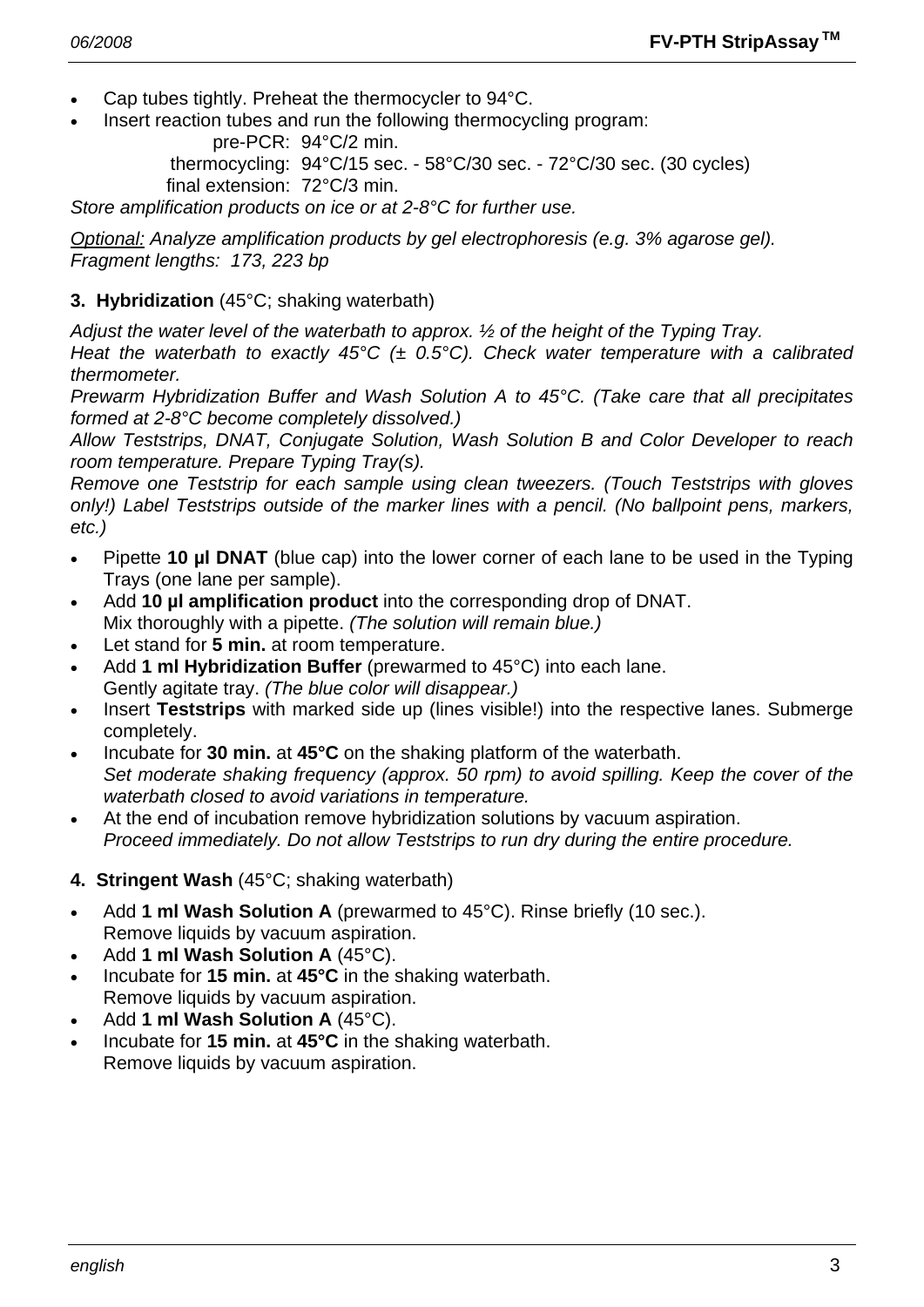- Cap tubes tightly. Preheat the thermocycler to 94°C.
- Insert reaction tubes and run the following thermocycling program:

  pre-PCR: 94°C/2 min.
  thermocycling: 94°C/15 sec. - 58°C/30 sec. - 72°C/30 sec. (30 cycles)
  final extension: 72°C/3 min.

*Store amplification products on ice or at 2-8°C for further use.*

*Optional: Analyze amplification products by gel electrophoresis (e.g. 3% agarose gel). Fragment lengths: 173, 223 bp*

**3. Hybridization** (45°C; shaking waterbath)

*Adjust the water level of the waterbath to approx. ½ of the height of the Typing Tray.*
*Heat the waterbath to exactly 45°C (± 0.5°C). Check water temperature with a calibrated thermometer.*
*Prewarm Hybridization Buffer and Wash Solution A to 45°C. (Take care that all precipitates formed at 2-8°C become completely dissolved.)*
*Allow Teststrips, DNAT, Conjugate Solution, Wash Solution B and Color Developer to reach room temperature. Prepare Typing Tray(s).*
*Remove one Teststrip for each sample using clean tweezers. (Touch Teststrips with gloves only!) Label Teststrips outside of the marker lines with a pencil. (No ballpoint pens, markers, etc.)*

- Pipette **10 µl DNAT** (blue cap) into the lower corner of each lane to be used in the Typing Trays (one lane per sample).
- Add **10 µl amplification product** into the corresponding drop of DNAT. Mix thoroughly with a pipette. *(The solution will remain blue.)*
- Let stand for **5 min.** at room temperature.
- Add **1 ml Hybridization Buffer** (prewarmed to 45°C) into each lane. Gently agitate tray. *(The blue color will disappear.)*
- Insert **Teststrips** with marked side up (lines visible!) into the respective lanes. Submerge completely.
- Incubate for **30 min.** at **45°C** on the shaking platform of the waterbath. *Set moderate shaking frequency (approx. 50 rpm) to avoid spilling. Keep the cover of the waterbath closed to avoid variations in temperature.*
- At the end of incubation remove hybridization solutions by vacuum aspiration. *Proceed immediately. Do not allow Teststrips to run dry during the entire procedure.*

**4. Stringent Wash** (45°C; shaking waterbath)

- Add **1 ml Wash Solution A** (prewarmed to 45°C). Rinse briefly (10 sec.). Remove liquids by vacuum aspiration.
- Add **1 ml Wash Solution A** (45°C).
- Incubate for **15 min.** at **45°C** in the shaking waterbath. Remove liquids by vacuum aspiration.
- Add **1 ml Wash Solution A** (45°C).
- Incubate for **15 min.** at **45°C** in the shaking waterbath. Remove liquids by vacuum aspiration.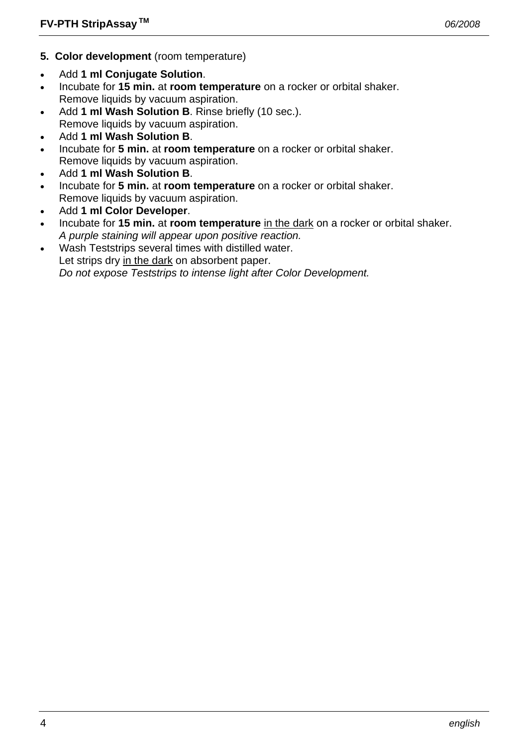**5. Color development** (room temperature)

- Add **1 ml Conjugate Solution**.
- Incubate for **15 min.** at **room temperature** on a rocker or orbital shaker.
  Remove liquids by vacuum aspiration.
- Add **1 ml Wash Solution B**. Rinse briefly (10 sec.).
  Remove liquids by vacuum aspiration.
- Add **1 ml Wash Solution B**.
- Incubate for **5 min.** at **room temperature** on a rocker or orbital shaker.
  Remove liquids by vacuum aspiration.
- Add **1 ml Wash Solution B**.
- Incubate for **5 min.** at **room temperature** on a rocker or orbital shaker.
  Remove liquids by vacuum aspiration.
- Add **1 ml Color Developer**.
- Incubate for **15 min.** at **room temperature** <u>in the dark</u> on a rocker or orbital shaker.
  *A purple staining will appear upon positive reaction.*
- Wash Teststrips several times with distilled water.
  Let strips dry <u>in the dark</u> on absorbent paper.
  *Do not expose Teststrips to intense light after Color Development.*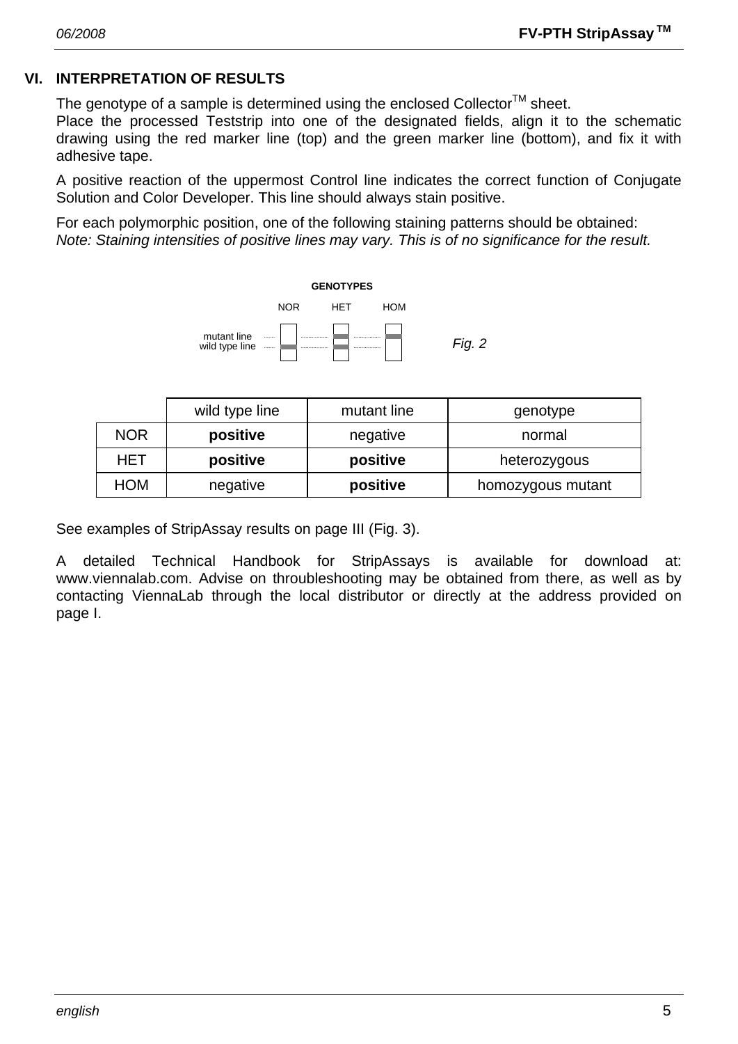## VI. INTERPRETATION OF RESULTS

The genotype of a sample is determined using the enclosed Collector™ sheet.
Place the processed Teststrip into one of the designated fields, align it to the schematic drawing using the red marker line (top) and the green marker line (bottom), and fix it with adhesive tape.

A positive reaction of the uppermost Control line indicates the correct function of Conjugate Solution and Color Developer. This line should always stain positive.

For each polymorphic position, one of the following staining patterns should be obtained:
*Note: Staining intensities of positive lines may vary. This is of no significance for the result.*

**GENOTYPES**

NOR HET HOM

mutant line
wild type line

*Fig. 2*

| | wild type line | mutant line | genotype |
|---|---|---|---|
| NOR | **positive** | negative | normal |
| HET | **positive** | **positive** | heterozygous |
| HOM | negative | **positive** | homozygous mutant |

See examples of StripAssay results on page III (Fig. 3).

A detailed Technical Handbook for StripAssays is available for download at: www.viennalab.com. Advise on throubleshooting may be obtained from there, as well as by contacting ViennaLab through the local distributor or directly at the address provided on page I.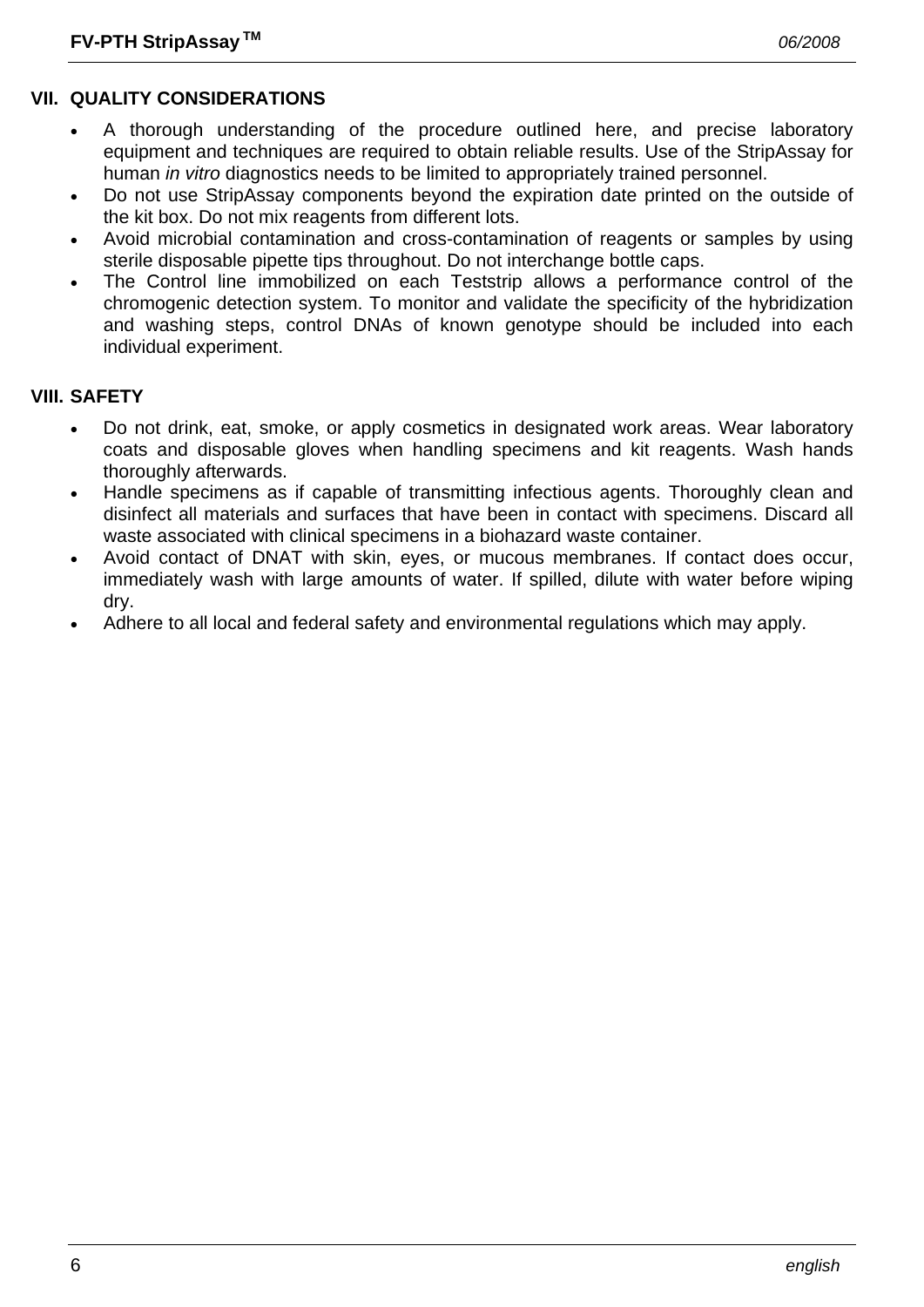## VII. QUALITY CONSIDERATIONS

- A thorough understanding of the procedure outlined here, and precise laboratory equipment and techniques are required to obtain reliable results. Use of the StripAssay for human *in vitro* diagnostics needs to be limited to appropriately trained personnel.
- Do not use StripAssay components beyond the expiration date printed on the outside of the kit box. Do not mix reagents from different lots.
- Avoid microbial contamination and cross-contamination of reagents or samples by using sterile disposable pipette tips throughout. Do not interchange bottle caps.
- The Control line immobilized on each Teststrip allows a performance control of the chromogenic detection system. To monitor and validate the specificity of the hybridization and washing steps, control DNAs of known genotype should be included into each individual experiment.

## VIII. SAFETY

- Do not drink, eat, smoke, or apply cosmetics in designated work areas. Wear laboratory coats and disposable gloves when handling specimens and kit reagents. Wash hands thoroughly afterwards.
- Handle specimens as if capable of transmitting infectious agents. Thoroughly clean and disinfect all materials and surfaces that have been in contact with specimens. Discard all waste associated with clinical specimens in a biohazard waste container.
- Avoid contact of DNAT with skin, eyes, or mucous membranes. If contact does occur, immediately wash with large amounts of water. If spilled, dilute with water before wiping dry.
- Adhere to all local and federal safety and environmental regulations which may apply.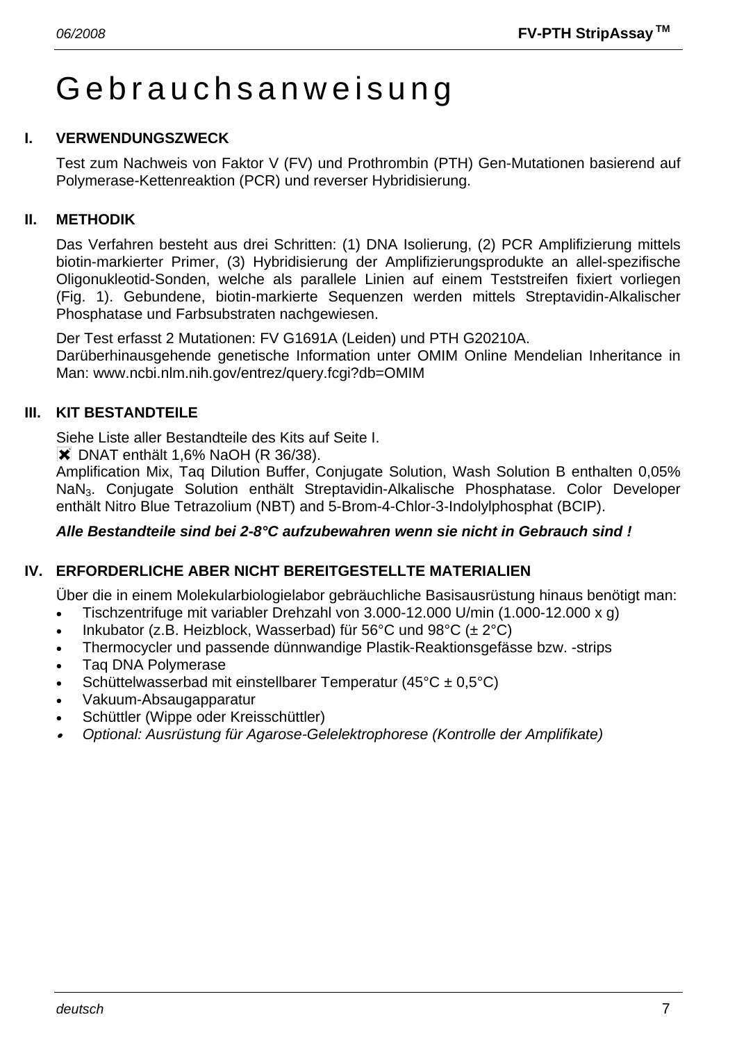# Gebrauchsanweisung

## I. VERWENDUNGSZWECK

Test zum Nachweis von Faktor V (FV) und Prothrombin (PTH) Gen-Mutationen basierend auf Polymerase-Kettenreaktion (PCR) und reverser Hybridisierung.

## II. METHODIK

Das Verfahren besteht aus drei Schritten: (1) DNA Isolierung, (2) PCR Amplifizierung mittels biotin-markierter Primer, (3) Hybridisierung der Amplifizierungsprodukte an allel-spezifische Oligonukleotid-Sonden, welche als parallele Linien auf einem Teststreifen fixiert vorliegen (Fig. 1). Gebundene, biotin-markierte Sequenzen werden mittels Streptavidin-Alkalischer Phosphatase und Farbsubstraten nachgewiesen.

Der Test erfasst 2 Mutationen: FV G1691A (Leiden) und PTH G20210A.
Darüberhinausgehende genetische Information unter OMIM Online Mendelian Inheritance in Man: www.ncbi.nlm.nih.gov/entrez/query.fcgi?db=OMIM

## III. KIT BESTANDTEILE

Siehe Liste aller Bestandteile des Kits auf Seite I.
✖ DNAT enthält 1,6% NaOH (R 36/38).
Amplification Mix, Taq Dilution Buffer, Conjugate Solution, Wash Solution B enthalten 0,05% $NaN_3$. Conjugate Solution enthält Streptavidin-Alkalische Phosphatase. Color Developer enthält Nitro Blue Tetrazolium (NBT) and 5-Brom-4-Chlor-3-Indolylphosphat (BCIP).

***Alle Bestandteile sind bei 2-8°C aufzubewahren wenn sie nicht in Gebrauch sind !***

## IV. ERFORDERLICHE ABER NICHT BEREITGESTELLTE MATERIALIEN

Über die in einem Molekularbiologielabor gebräuchliche Basisausrüstung hinaus benötigt man:

- Tischzentrifuge mit variabler Drehzahl von 3.000-12.000 U/min (1.000-12.000 x g)
- Inkubator (z.B. Heizblock, Wasserbad) für 56°C und 98°C (± 2°C)
- Thermocycler und passende dünnwandige Plastik-Reaktionsgefässe bzw. -strips
- Taq DNA Polymerase
- Schüttelwasserbad mit einstellbarer Temperatur (45°C ± 0,5°C)
- Vakuum-Absaugapparatur
- Schüttler (Wippe oder Kreisschüttler)
- *Optional: Ausrüstung für Agarose-Gelelektrophorese (Kontrolle der Amplifikate)*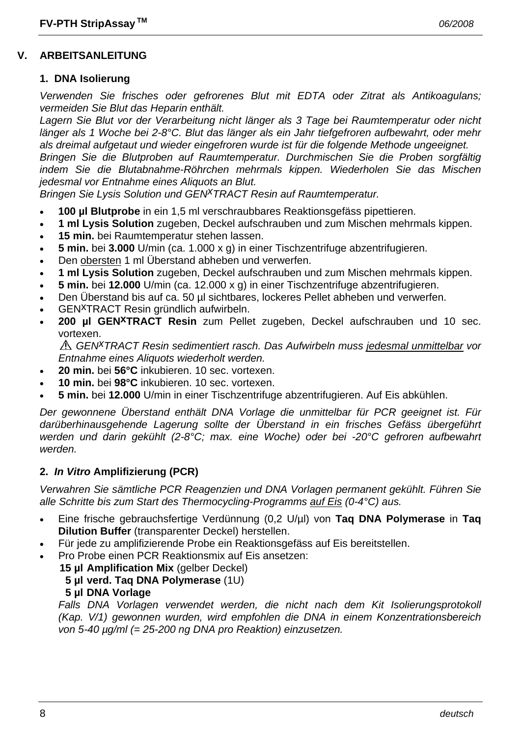## V. ARBEITSANLEITUNG

### 1. DNA Isolierung

*Verwenden Sie frisches oder gefrorenes Blut mit EDTA oder Zitrat als Antikoagulans; vermeiden Sie Blut das Heparin enthält.*
*Lagern Sie Blut vor der Verarbeitung nicht länger als 3 Tage bei Raumtemperatur oder nicht länger als 1 Woche bei 2-8°C. Blut das länger als ein Jahr tiefgefroren aufbewahrt, oder mehr als dreimal aufgetaut und wieder eingefroren wurde ist für die folgende Methode ungeeignet.*
*Bringen Sie die Blutproben auf Raumtemperatur. Durchmischen Sie die Proben sorgfältig indem Sie die Blutabnahme-Röhrchen mehrmals kippen. Wiederholen Sie das Mischen jedesmal vor Entnahme eines Aliquots an Blut.*
*Bringen Sie Lysis Solution und GEN^X^TRACT Resin auf Raumtemperatur.*

- **100 µl Blutprobe** in ein 1,5 ml verschraubbares Reaktionsgefäss pipettieren.
- **1 ml Lysis Solution** zugeben, Deckel aufschrauben und zum Mischen mehrmals kippen.
- **15 min.** bei Raumtemperatur stehen lassen.
- **5 min.** bei **3.000** U/min (ca. 1.000 x g) in einer Tischzentrifuge abzentrifugieren.
- Den obersten 1 ml Überstand abheben und verwerfen.
- **1 ml Lysis Solution** zugeben, Deckel aufschrauben und zum Mischen mehrmals kippen.
- **5 min.** bei **12.000** U/min (ca. 12.000 x g) in einer Tischzentrifuge abzentrifugieren.
- Den Überstand bis auf ca. 50 µl sichtbares, lockeres Pellet abheben und verwerfen.
- GEN^X^TRACT Resin gründlich aufwirbeln.
- **200 µl GEN^X^TRACT Resin** zum Pellet zugeben, Deckel aufschrauben und 10 sec. vortexen.
  ⚠ *GEN^X^TRACT Resin sedimentiert rasch. Das Aufwirbeln muss jedesmal unmittelbar vor Entnahme eines Aliquots wiederholt werden.*
- **20 min.** bei **56°C** inkubieren. 10 sec. vortexen.
- **10 min.** bei **98°C** inkubieren. 10 sec. vortexen.
- **5 min.** bei **12.000** U/min in einer Tischzentrifuge abzentrifugieren. Auf Eis abkühlen.

*Der gewonnene Überstand enthält DNA Vorlage die unmittelbar für PCR geeignet ist. Für darüberhinausgehende Lagerung sollte der Überstand in ein frisches Gefäss übergeführt werden und darin gekühlt (2-8°C; max. eine Woche) oder bei -20°C gefroren aufbewahrt werden.*

### 2. *In Vitro* Amplifizierung (PCR)

*Verwahren Sie sämtliche PCR Reagenzien und DNA Vorlagen permanent gekühlt. Führen Sie alle Schritte bis zum Start des Thermocycling-Programms auf Eis (0-4°C) aus.*

- Eine frische gebrauchsfertige Verdünnung (0,2 U/µl) von **Taq DNA Polymerase** in **Taq Dilution Buffer** (transparenter Deckel) herstellen.
- Für jede zu amplifizierende Probe ein Reaktionsgefäss auf Eis bereitstellen.
- Pro Probe einen PCR Reaktionsmix auf Eis ansetzen:
  **15 µl Amplification Mix** (gelber Deckel)
  **5 µl verd. Taq DNA Polymerase** (1U)
  **5 µl DNA Vorlage**
  *Falls DNA Vorlagen verwendet werden, die nicht nach dem Kit Isolierungsprotokoll (Kap. V/1) gewonnen wurden, wird empfohlen die DNA in einem Konzentrationsbereich von 5-40 µg/ml (= 25-200 ng DNA pro Reaktion) einzusetzen.*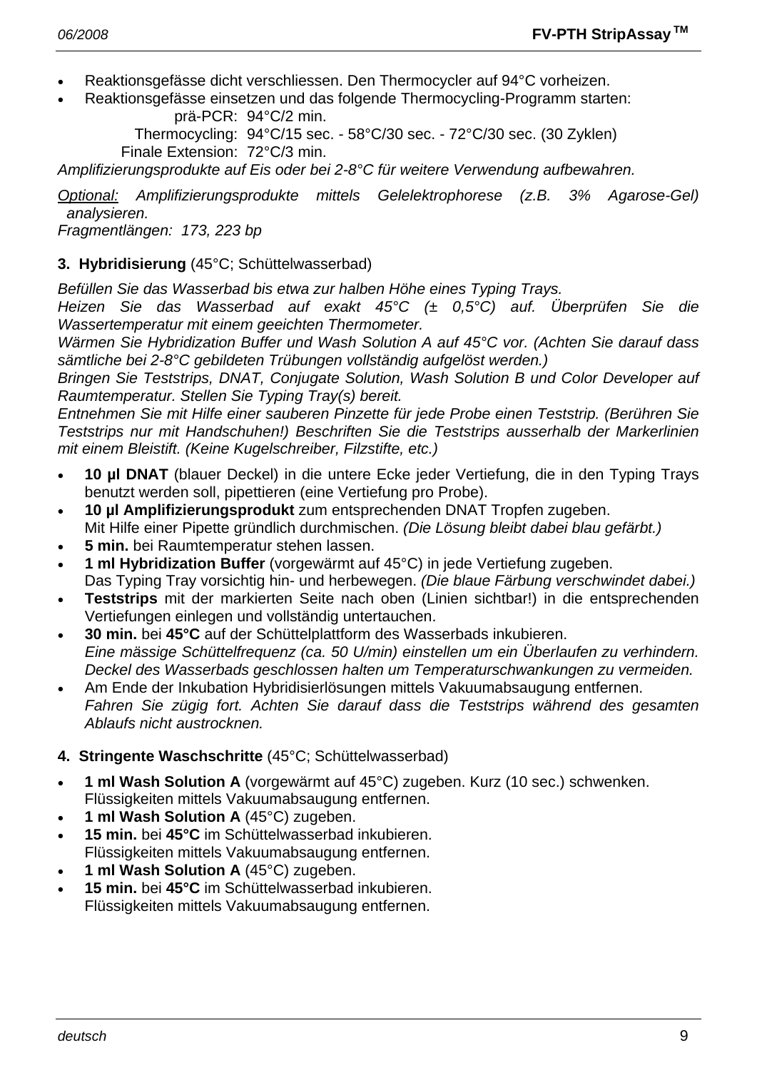- Reaktionsgefässe dicht verschliessen. Den Thermocycler auf 94°C vorheizen.
- Reaktionsgefässe einsetzen und das folgende Thermocycling-Programm starten:

| | |
|---|---|
| prä-PCR: | 94°C/2 min. |
| Thermocycling: | 94°C/15 sec. - 58°C/30 sec. - 72°C/30 sec. (30 Zyklen) |
| Finale Extension: | 72°C/3 min. |

*Amplifizierungsprodukte auf Eis oder bei 2-8°C für weitere Verwendung aufbewahren.*

*<u>Optional:</u> Amplifizierungsprodukte mittels Gelelektrophorese (z.B. 3% Agarose-Gel) analysieren.*
*Fragmentlängen: 173, 223 bp*

**3. Hybridisierung** (45°C; Schüttelwasserbad)

*Befüllen Sie das Wasserbad bis etwa zur halben Höhe eines Typing Trays.*
*Heizen Sie das Wasserbad auf exakt 45°C (± 0,5°C) auf. Überprüfen Sie die Wassertemperatur mit einem geeichten Thermometer.*
*Wärmen Sie Hybridization Buffer und Wash Solution A auf 45°C vor. (Achten Sie darauf dass sämtliche bei 2-8°C gebildeten Trübungen vollständig aufgelöst werden.)*
*Bringen Sie Teststrips, DNAT, Conjugate Solution, Wash Solution B und Color Developer auf Raumtemperatur. Stellen Sie Typing Tray(s) bereit.*
*Entnehmen Sie mit Hilfe einer sauberen Pinzette für jede Probe einen Teststrip. (Berühren Sie Teststrips nur mit Handschuhen!) Beschriften Sie die Teststrips ausserhalb der Markerlinien mit einem Bleistift. (Keine Kugelschreiber, Filzstifte, etc.)*

- **10 µl DNAT** (blauer Deckel) in die untere Ecke jeder Vertiefung, die in den Typing Trays benutzt werden soll, pipettieren (eine Vertiefung pro Probe).
- **10 µl Amplifizierungsprodukt** zum entsprechenden DNAT Tropfen zugeben.
  Mit Hilfe einer Pipette gründlich durchmischen. *(Die Lösung bleibt dabei blau gefärbt.)*
- **5 min.** bei Raumtemperatur stehen lassen.
- **1 ml Hybridization Buffer** (vorgewärmt auf 45°C) in jede Vertiefung zugeben.
  Das Typing Tray vorsichtig hin- und herbewegen. *(Die blaue Färbung verschwindet dabei.)*
- **Teststrips** mit der markierten Seite nach oben (Linien sichtbar!) in die entsprechenden Vertiefungen einlegen und vollständig untertauchen.
- **30 min.** bei **45°C** auf der Schüttelplattform des Wasserbads inkubieren.
  *Eine mässige Schüttelfrequenz (ca. 50 U/min) einstellen um ein Überlaufen zu verhindern. Deckel des Wasserbads geschlossen halten um Temperaturschwankungen zu vermeiden.*
- Am Ende der Inkubation Hybridisierlösungen mittels Vakuumabsaugung entfernen.
  *Fahren Sie zügig fort. Achten Sie darauf dass die Teststrips während des gesamten Ablaufs nicht austrocknen.*

**4. Stringente Waschschritte** (45°C; Schüttelwasserbad)

- **1 ml Wash Solution A** (vorgewärmt auf 45°C) zugeben. Kurz (10 sec.) schwenken.
  Flüssigkeiten mittels Vakuumabsaugung entfernen.
- **1 ml Wash Solution A** (45°C) zugeben.
- **15 min.** bei **45°C** im Schüttelwasserbad inkubieren.
  Flüssigkeiten mittels Vakuumabsaugung entfernen.
- **1 ml Wash Solution A** (45°C) zugeben.
- **15 min.** bei **45°C** im Schüttelwasserbad inkubieren.
  Flüssigkeiten mittels Vakuumabsaugung entfernen.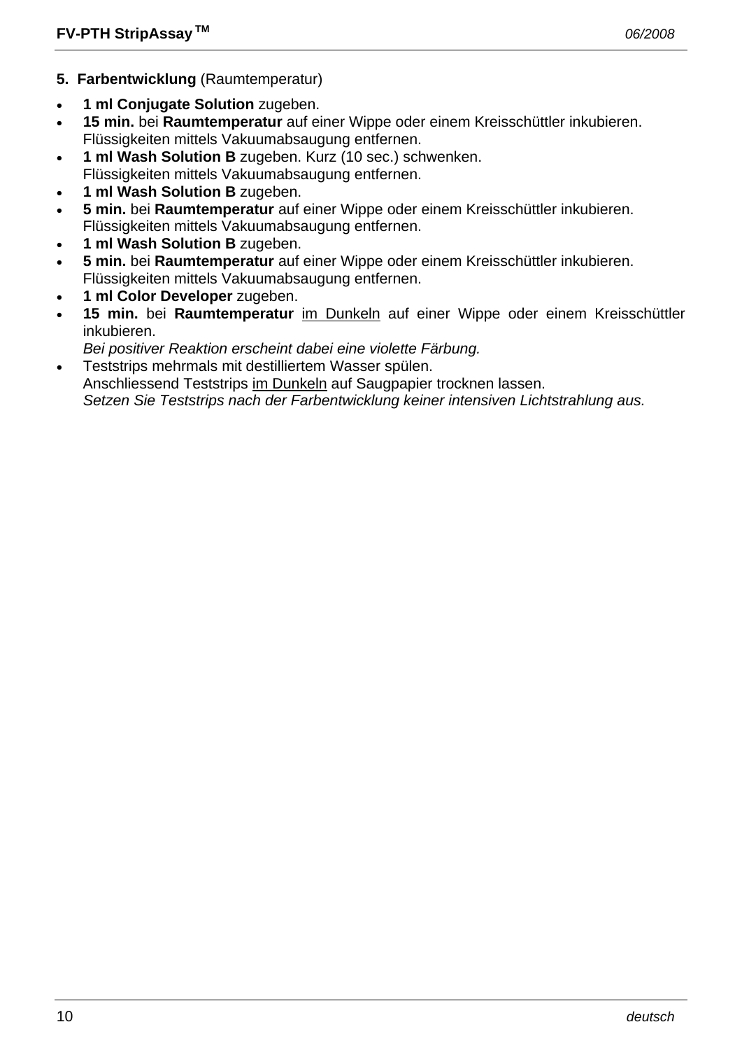## 5. **Farbentwicklung** (Raumtemperatur)

- **1 ml Conjugate Solution** zugeben.
- **15 min.** bei **Raumtemperatur** auf einer Wippe oder einem Kreisschüttler inkubieren.
  Flüssigkeiten mittels Vakuumabsaugung entfernen.
- **1 ml Wash Solution B** zugeben. Kurz (10 sec.) schwenken.
  Flüssigkeiten mittels Vakuumabsaugung entfernen.
- **1 ml Wash Solution B** zugeben.
- **5 min.** bei **Raumtemperatur** auf einer Wippe oder einem Kreisschüttler inkubieren.
  Flüssigkeiten mittels Vakuumabsaugung entfernen.
- **1 ml Wash Solution B** zugeben.
- **5 min.** bei **Raumtemperatur** auf einer Wippe oder einem Kreisschüttler inkubieren.
  Flüssigkeiten mittels Vakuumabsaugung entfernen.
- **1 ml Color Developer** zugeben.
- **15 min.** bei **Raumtemperatur** <u>im Dunkeln</u> auf einer Wippe oder einem Kreisschüttler inkubieren.
  *Bei positiver Reaktion erscheint dabei eine violette Färbung.*
- Teststrips mehrmals mit destilliertem Wasser spülen.
  Anschliessend Teststrips <u>im Dunkeln</u> auf Saugpapier trocknen lassen.
  *Setzen Sie Teststrips nach der Farbentwicklung keiner intensiven Lichtstrahlung aus.*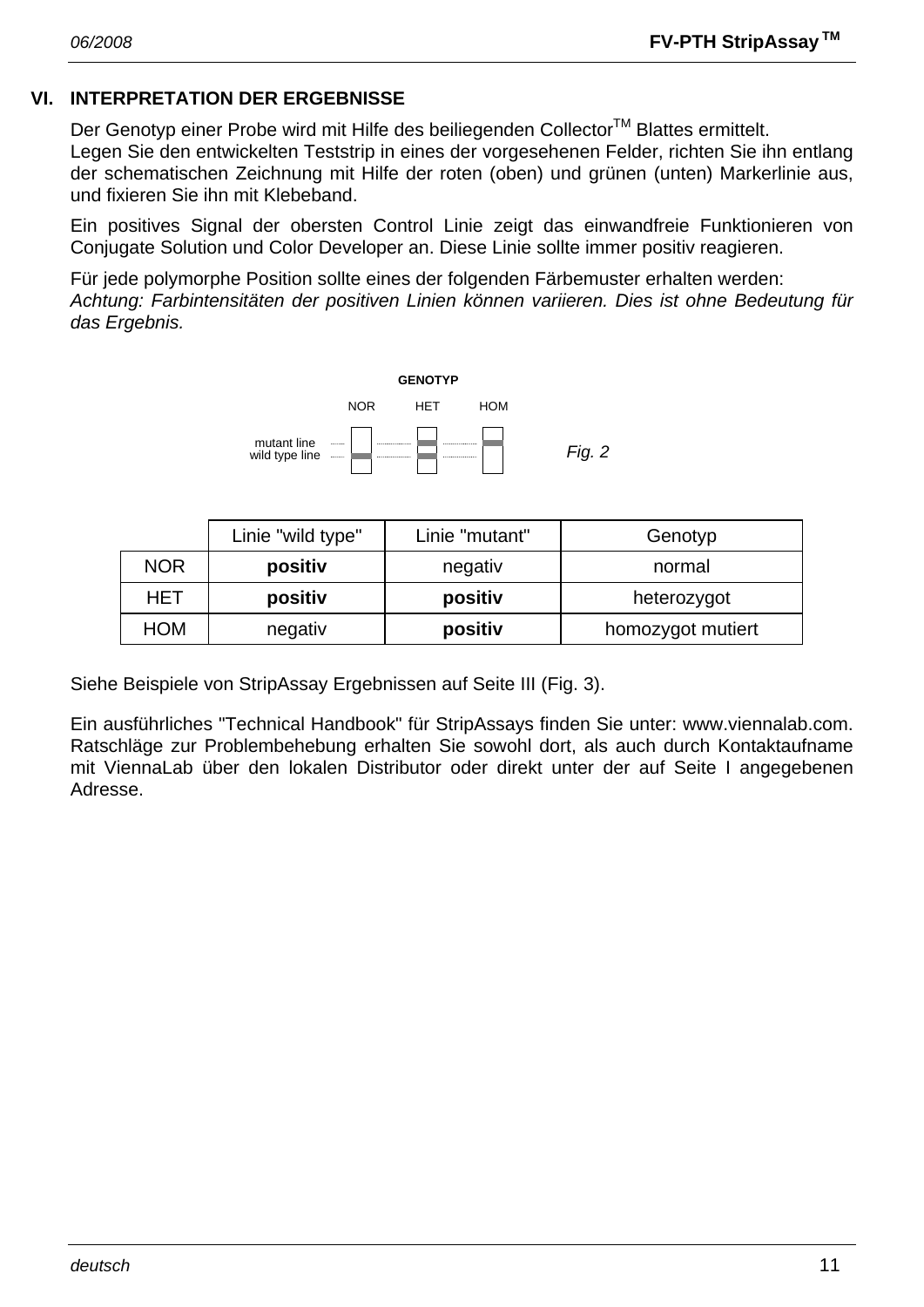## VI. INTERPRETATION DER ERGEBNISSE

Der Genotyp einer Probe wird mit Hilfe des beiliegenden Collector™ Blattes ermittelt.
Legen Sie den entwickelten Teststrip in eines der vorgesehenen Felder, richten Sie ihn entlang der schematischen Zeichnung mit Hilfe der roten (oben) und grünen (unten) Markerlinie aus, und fixieren Sie ihn mit Klebeband.

Ein positives Signal der obersten Control Linie zeigt das einwandfreie Funktionieren von Conjugate Solution und Color Developer an. Diese Linie sollte immer positiv reagieren.

Für jede polymorphe Position sollte eines der folgenden Färbemuster erhalten werden:
*Achtung: Farbintensitäten der positiven Linien können variieren. Dies ist ohne Bedeutung für das Ergebnis.*

**GENOTYP**

NOR HET HOM

mutant line
wild type line

*Fig. 2*

| | Linie "wild type" | Linie "mutant" | Genotyp |
|---|---|---|---|
| NOR | **positiv** | negativ | normal |
| HET | **positiv** | **positiv** | heterozygot |
| HOM | negativ | **positiv** | homozygot mutiert |

Siehe Beispiele von StripAssay Ergebnissen auf Seite III (Fig. 3).

Ein ausführliches "Technical Handbook" für StripAssays finden Sie unter: www.viennalab.com. Ratschläge zur Problembehebung erhalten Sie sowohl dort, als auch durch Kontaktaufname mit ViennaLab über den lokalen Distributor oder direkt unter der auf Seite I angegebenen Adresse.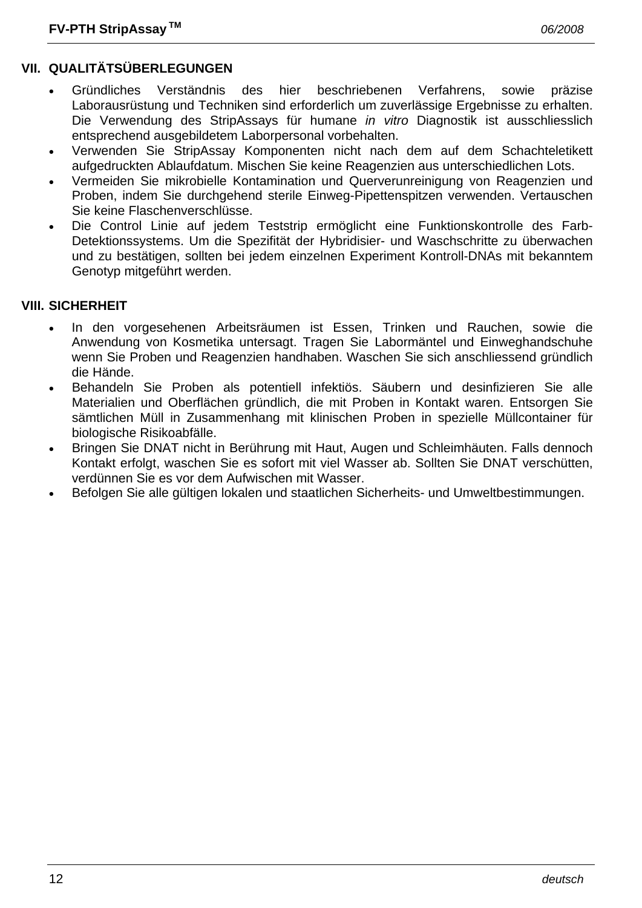## VII. QUALITÄTSÜBERLEGUNGEN

- Gründliches Verständnis des hier beschriebenen Verfahrens, sowie präzise Laborausrüstung und Techniken sind erforderlich um zuverlässige Ergebnisse zu erhalten. Die Verwendung des StripAssays für humane *in vitro* Diagnostik ist ausschliesslich entsprechend ausgebildetem Laborpersonal vorbehalten.
- Verwenden Sie StripAssay Komponenten nicht nach dem auf dem Schachteletikett aufgedruckten Ablaufdatum. Mischen Sie keine Reagenzien aus unterschiedlichen Lots.
- Vermeiden Sie mikrobielle Kontamination und Querverunreinigung von Reagenzien und Proben, indem Sie durchgehend sterile Einweg-Pipettenspitzen verwenden. Vertauschen Sie keine Flaschenverschlüsse.
- Die Control Linie auf jedem Teststrip ermöglicht eine Funktionskontrolle des Farb-Detektionssystems. Um die Spezifität der Hybridisier- und Waschschritte zu überwachen und zu bestätigen, sollten bei jedem einzelnen Experiment Kontroll-DNAs mit bekanntem Genotyp mitgeführt werden.

## VIII. SICHERHEIT

- In den vorgesehenen Arbeitsräumen ist Essen, Trinken und Rauchen, sowie die Anwendung von Kosmetika untersagt. Tragen Sie Labormäntel und Einweghandschuhe wenn Sie Proben und Reagenzien handhaben. Waschen Sie sich anschliessend gründlich die Hände.
- Behandeln Sie Proben als potentiell infektiös. Säubern und desinfizieren Sie alle Materialien und Oberflächen gründlich, die mit Proben in Kontakt waren. Entsorgen Sie sämtlichen Müll in Zusammenhang mit klinischen Proben in spezielle Müllcontainer für biologische Risikoabfälle.
- Bringen Sie DNAT nicht in Berührung mit Haut, Augen und Schleimhäuten. Falls dennoch Kontakt erfolgt, waschen Sie es sofort mit viel Wasser ab. Sollten Sie DNAT verschütten, verdünnen Sie es vor dem Aufwischen mit Wasser.
- Befolgen Sie alle gültigen lokalen und staatlichen Sicherheits- und Umweltbestimmungen.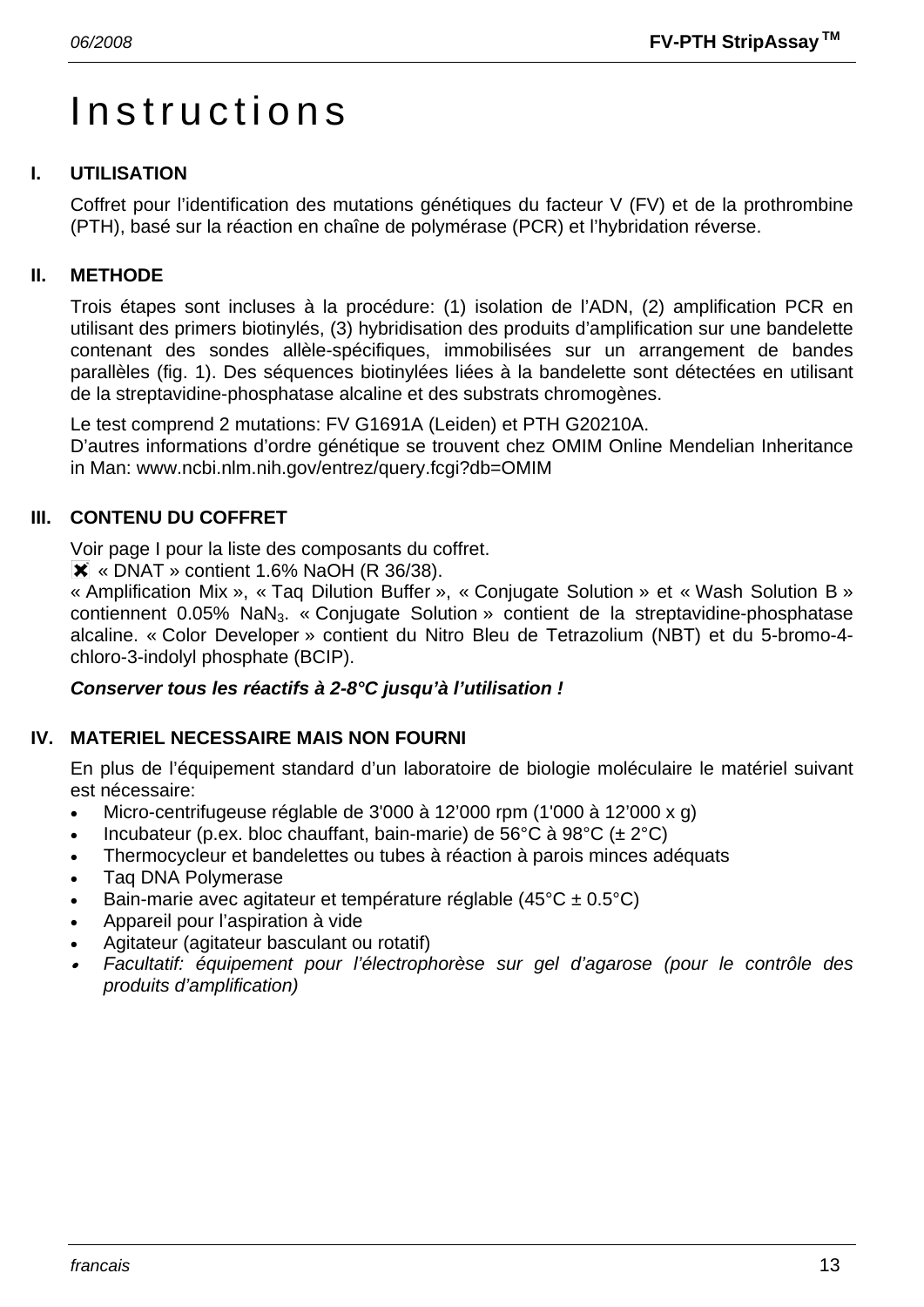# Instructions

## I. UTILISATION

Coffret pour l'identification des mutations génétiques du facteur V (FV) et de la prothrombine (PTH), basé sur la réaction en chaîne de polymérase (PCR) et l'hybridation réverse.

## II. METHODE

Trois étapes sont incluses à la procédure: (1) isolation de l'ADN, (2) amplification PCR en utilisant des primers biotinylés, (3) hybridisation des produits d'amplification sur une bandelette contenant des sondes allèle-spécifiques, immobilisées sur un arrangement de bandes parallèles (fig. 1). Des séquences biotinylées liées à la bandelette sont détectées en utilisant de la streptavidine-phosphatase alcaline et des substrats chromogènes.

Le test comprend 2 mutations: FV G1691A (Leiden) et PTH G20210A.
D'autres informations d'ordre génétique se trouvent chez OMIM Online Mendelian Inheritance in Man: www.ncbi.nlm.nih.gov/entrez/query.fcgi?db=OMIM

## III. CONTENU DU COFFRET

Voir page I pour la liste des composants du coffret.
✖ « DNAT » contient 1.6% NaOH (R 36/38).
« Amplification Mix », « Taq Dilution Buffer », « Conjugate Solution » et « Wash Solution B » contiennent 0.05% $NaN_3$. « Conjugate Solution » contient de la streptavidine-phosphatase alcaline. « Color Developer » contient du Nitro Bleu de Tetrazolium (NBT) et du 5-bromo-4-chloro-3-indolyl phosphate (BCIP).

***Conserver tous les réactifs à 2-8°C jusqu'à l'utilisation !***

## IV. MATERIEL NECESSAIRE MAIS NON FOURNI

En plus de l'équipement standard d'un laboratoire de biologie moléculaire le matériel suivant est nécessaire:

- Micro-centrifugeuse réglable de 3'000 à 12'000 rpm (1'000 à 12'000 x g)
- Incubateur (p.ex. bloc chauffant, bain-marie) de 56°C à 98°C (± 2°C)
- Thermocycleur et bandelettes ou tubes à réaction à parois minces adéquats
- Taq DNA Polymerase
- Bain-marie avec agitateur et température réglable (45°C ± 0.5°C)
- Appareil pour l'aspiration à vide
- Agitateur (agitateur basculant ou rotatif)
- *Facultatif: équipement pour l'électrophorèse sur gel d'agarose (pour le contrôle des produits d'amplification)*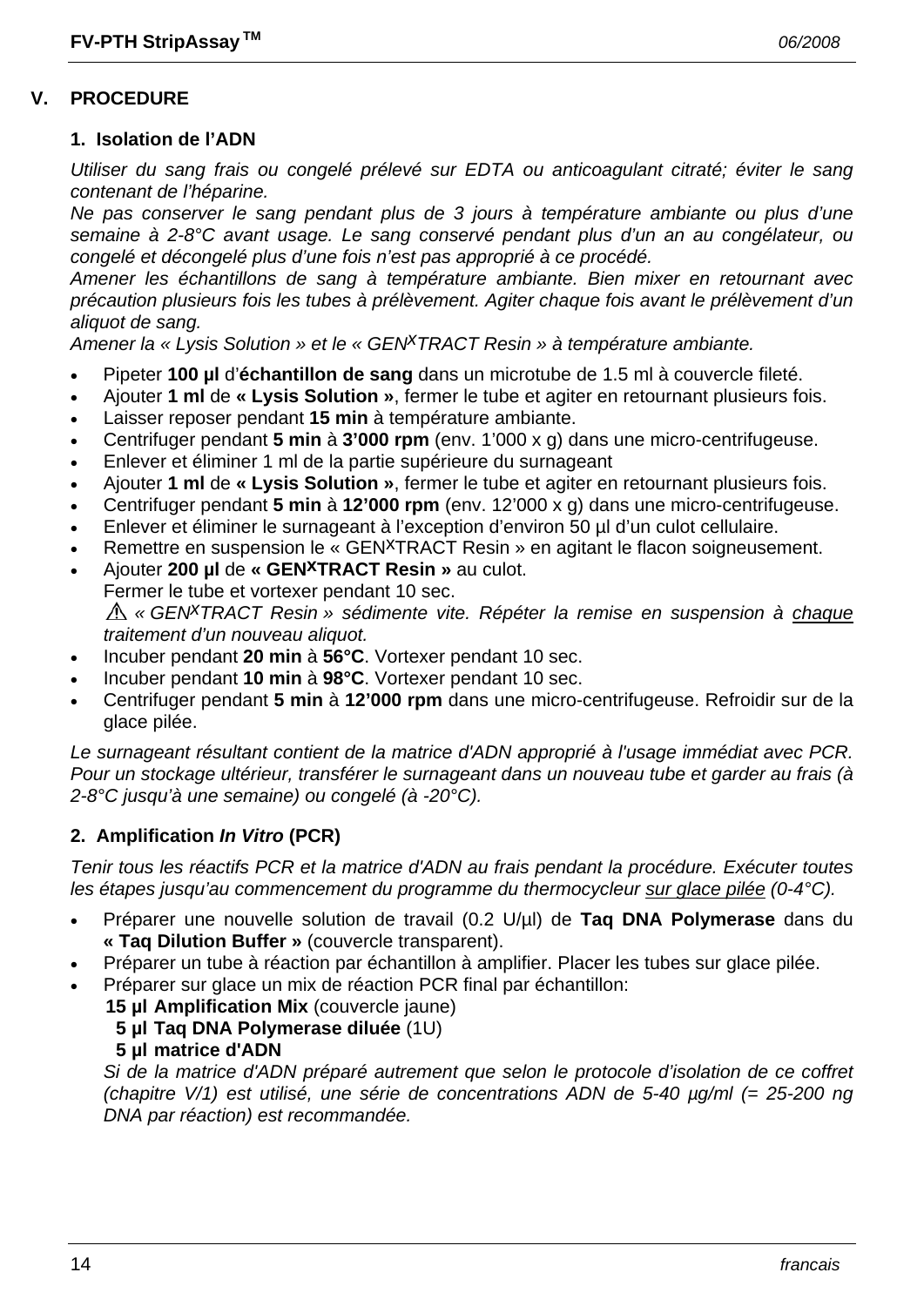## V. PROCEDURE

### 1. Isolation de l'ADN

*Utiliser du sang frais ou congelé prélevé sur EDTA ou anticoagulant citraté; éviter le sang contenant de l'héparine.*

*Ne pas conserver le sang pendant plus de 3 jours à température ambiante ou plus d'une semaine à 2-8°C avant usage. Le sang conservé pendant plus d'un an au congélateur, ou congelé et décongelé plus d'une fois n'est pas approprié à ce procédé.*

*Amener les échantillons de sang à température ambiante. Bien mixer en retournant avec précaution plusieurs fois les tubes à prélèvement. Agiter chaque fois avant le prélèvement d'un aliquot de sang.*

*Amener la « Lysis Solution » et le « GEN$^X$TRACT Resin » à température ambiante.*

- Pipeter **100 µl** d'**échantillon de sang** dans un microtube de 1.5 ml à couvercle fileté.
- Ajouter **1 ml** de **« Lysis Solution »**, fermer le tube et agiter en retournant plusieurs fois.
- Laisser reposer pendant **15 min** à température ambiante.
- Centrifuger pendant **5 min** à **3'000 rpm** (env. 1'000 x g) dans une micro-centrifugeuse.
- Enlever et éliminer 1 ml de la partie supérieure du surnageant
- Ajouter **1 ml** de **« Lysis Solution »**, fermer le tube et agiter en retournant plusieurs fois.
- Centrifuger pendant **5 min** à **12'000 rpm** (env. 12'000 x g) dans une micro-centrifugeuse.
- Enlever et éliminer le surnageant à l'exception d'environ 50 µl d'un culot cellulaire.
- Remettre en suspension le « GEN$^X$TRACT Resin » en agitant le flacon soigneusement.
- Ajouter **200 µl** de **« GEN$^X$TRACT Resin »** au culot.
  Fermer le tube et vortexer pendant 10 sec.
  ⚠ *« GEN$^X$TRACT Resin » sédimente vite. Répéter la remise en suspension à chaque traitement d'un nouveau aliquot.*
- Incuber pendant **20 min** à **56°C**. Vortexer pendant 10 sec.
- Incuber pendant **10 min** à **98°C**. Vortexer pendant 10 sec.
- Centrifuger pendant **5 min** à **12'000 rpm** dans une micro-centrifugeuse. Refroidir sur de la glace pilée.

*Le surnageant résultant contient de la matrice d'ADN approprié à l'usage immédiat avec PCR. Pour un stockage ultérieur, transférer le surnageant dans un nouveau tube et garder au frais (à 2-8°C jusqu'à une semaine) ou congelé (à -20°C).*

### 2. Amplification *In Vitro* (PCR)

*Tenir tous les réactifs PCR et la matrice d'ADN au frais pendant la procédure. Exécuter toutes les étapes jusqu'au commencement du programme du thermocycleur sur glace pilée (0-4°C).*

- Préparer une nouvelle solution de travail (0.2 U/µl) de **Taq DNA Polymerase** dans du **« Taq Dilution Buffer »** (couvercle transparent).
- Préparer un tube à réaction par échantillon à amplifier. Placer les tubes sur glace pilée.
- Préparer sur glace un mix de réaction PCR final par échantillon:
  **15 µl Amplification Mix** (couvercle jaune)
  **5 µl Taq DNA Polymerase diluée** (1U)
  **5 µl matrice d'ADN**
  *Si de la matrice d'ADN préparé autrement que selon le protocole d'isolation de ce coffret (chapitre V/1) est utilisé, une série de concentrations ADN de 5-40 µg/ml (= 25-200 ng DNA par réaction) est recommandée.*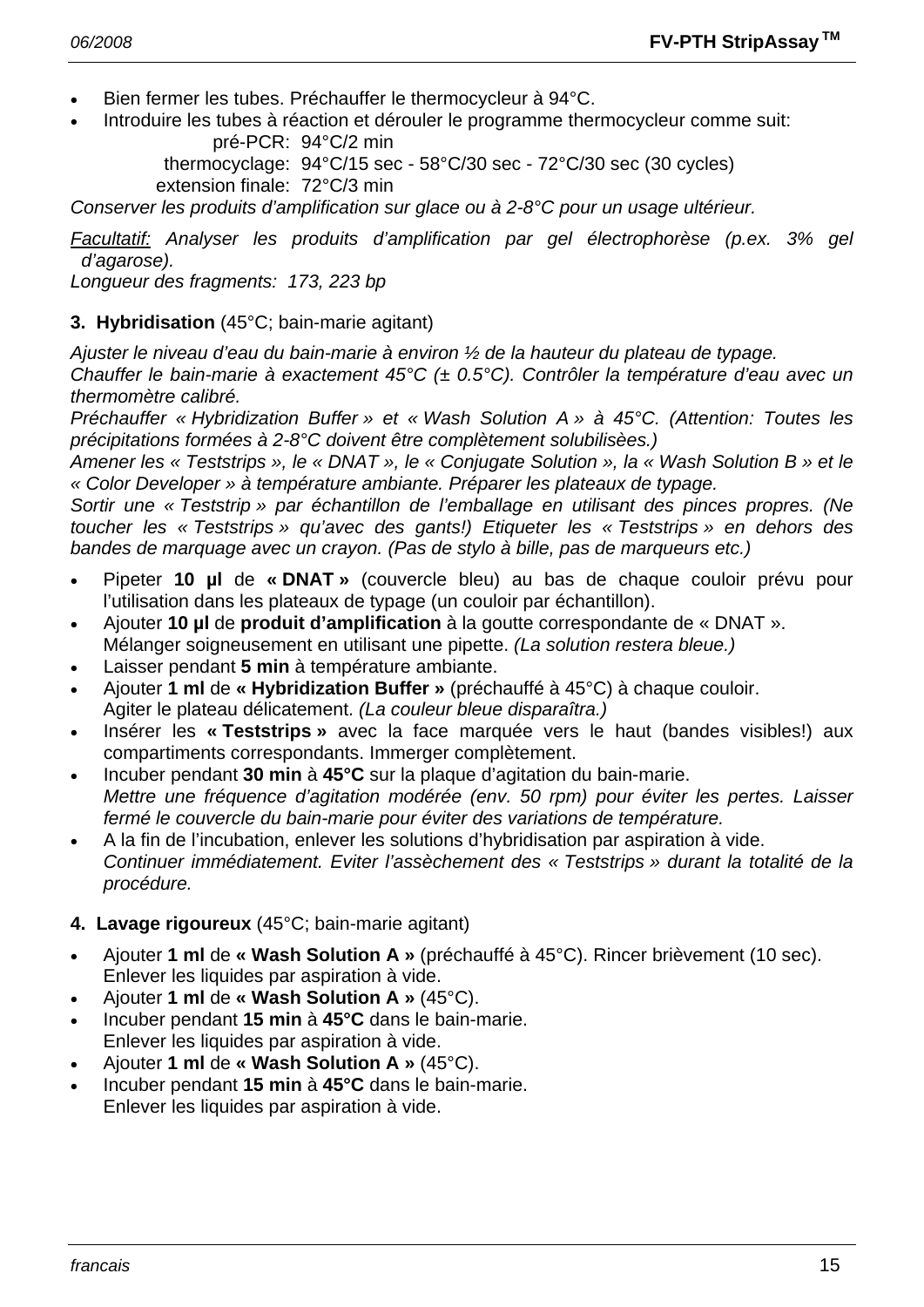- Bien fermer les tubes. Préchauffer le thermocycleur à 94°C.
- Introduire les tubes à réaction et dérouler le programme thermocycleur comme suit:

  pré-PCR: 94°C/2 min
  thermocyclage: 94°C/15 sec - 58°C/30 sec - 72°C/30 sec (30 cycles)
  extension finale: 72°C/3 min

*Conserver les produits d'amplification sur glace ou à 2-8°C pour un usage ultérieur.*

*<u>Facultatif:</u> Analyser les produits d'amplification par gel électrophorèse (p.ex. 3% gel d'agarose).*
*Longueur des fragments: 173, 223 bp*

**3. Hybridisation** (45°C; bain-marie agitant)

*Ajuster le niveau d'eau du bain-marie à environ ½ de la hauteur du plateau de typage.*
*Chauffer le bain-marie à exactement 45°C (± 0.5°C). Contrôler la température d'eau avec un thermomètre calibré.*
*Préchauffer « Hybridization Buffer » et « Wash Solution A » à 45°C. (Attention: Toutes les précipitations formées à 2-8°C doivent être complètement solubilisèes.)*
*Amener les « Teststrips », le « DNAT », le « Conjugate Solution », la « Wash Solution B » et le « Color Developer » à température ambiante. Préparer les plateaux de typage.*
*Sortir une « Teststrip » par échantillon de l'emballage en utilisant des pinces propres. (Ne toucher les « Teststrips » qu'avec des gants!) Etiqueter les « Teststrips » en dehors des bandes de marquage avec un crayon. (Pas de stylo à bille, pas de marqueurs etc.)*

- Pipeter **10 µl** de **« DNAT »** (couvercle bleu) au bas de chaque couloir prévu pour l'utilisation dans les plateaux de typage (un couloir par échantillon).
- Ajouter **10 µl** de **produit d'amplification** à la goutte correspondante de « DNAT ».
  Mélanger soigneusement en utilisant une pipette. *(La solution restera bleue.)*
- Laisser pendant **5 min** à température ambiante.
- Ajouter **1 ml** de **« Hybridization Buffer »** (préchauffé à 45°C) à chaque couloir.
  Agiter le plateau délicatement. *(La couleur bleue disparaîtra.)*
- Insérer les **« Teststrips »** avec la face marquée vers le haut (bandes visibles!) aux compartiments correspondants. Immerger complètement.
- Incuber pendant **30 min** à **45°C** sur la plaque d'agitation du bain-marie.
  *Mettre une fréquence d'agitation modérée (env. 50 rpm) pour éviter les pertes. Laisser fermé le couvercle du bain-marie pour éviter des variations de température.*
- A la fin de l'incubation, enlever les solutions d'hybridisation par aspiration à vide.
  *Continuer immédiatement. Eviter l'assèchement des « Teststrips » durant la totalité de la procédure.*

**4. Lavage rigoureux** (45°C; bain-marie agitant)

- Ajouter **1 ml** de **« Wash Solution A »** (préchauffé à 45°C). Rincer brièvement (10 sec).
  Enlever les liquides par aspiration à vide.
- Ajouter **1 ml** de **« Wash Solution A »** (45°C).
- Incuber pendant **15 min** à **45°C** dans le bain-marie.
  Enlever les liquides par aspiration à vide.
- Ajouter **1 ml** de **« Wash Solution A »** (45°C).
- Incuber pendant **15 min** à **45°C** dans le bain-marie.
  Enlever les liquides par aspiration à vide.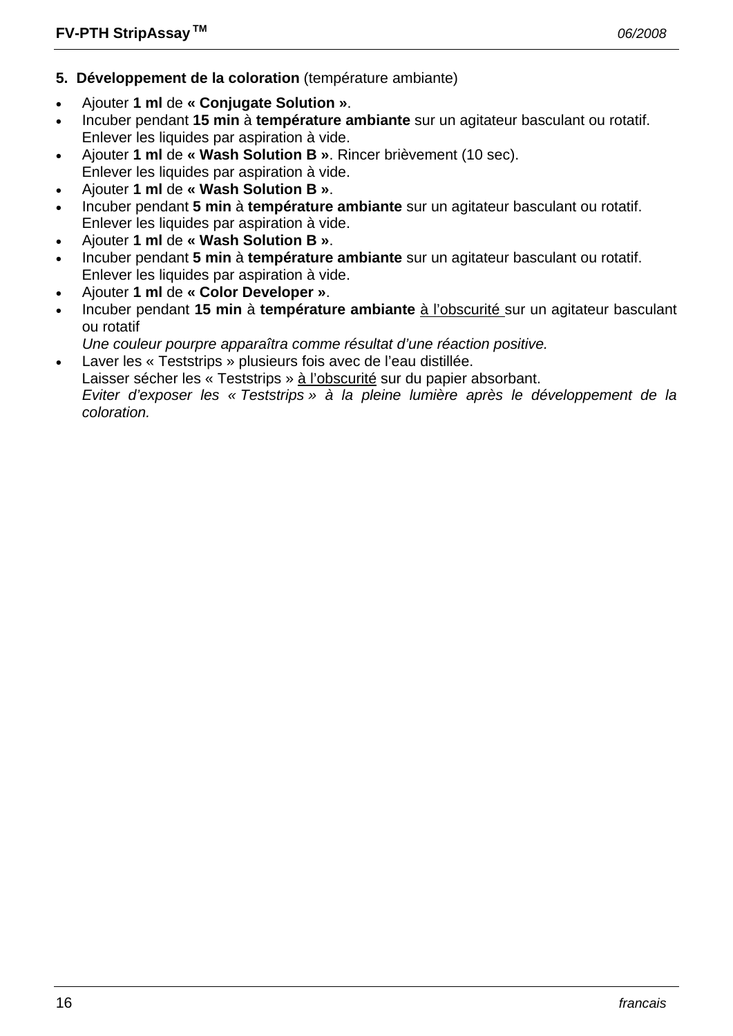### 5. **Développement de la coloration** (température ambiante)

- Ajouter **1 ml** de **« Conjugate Solution »**.
- Incuber pendant **15 min** à **température ambiante** sur un agitateur basculant ou rotatif. Enlever les liquides par aspiration à vide.
- Ajouter **1 ml** de **« Wash Solution B »**. Rincer brièvement (10 sec). Enlever les liquides par aspiration à vide.
- Ajouter **1 ml** de **« Wash Solution B »**.
- Incuber pendant **5 min** à **température ambiante** sur un agitateur basculant ou rotatif. Enlever les liquides par aspiration à vide.
- Ajouter **1 ml** de **« Wash Solution B »**.
- Incuber pendant **5 min** à **température ambiante** sur un agitateur basculant ou rotatif. Enlever les liquides par aspiration à vide.
- Ajouter **1 ml** de **« Color Developer »**.
- Incuber pendant **15 min** à **température ambiante** <u>à l'obscurité</u> sur un agitateur basculant ou rotatif
  *Une couleur pourpre apparaîtra comme résultat d'une réaction positive.*
- Laver les « Teststrips » plusieurs fois avec de l'eau distillée.
  Laisser sécher les « Teststrips » <u>à l'obscurité</u> sur du papier absorbant.
  *Eviter d'exposer les « Teststrips » à la pleine lumière après le développement de la coloration.*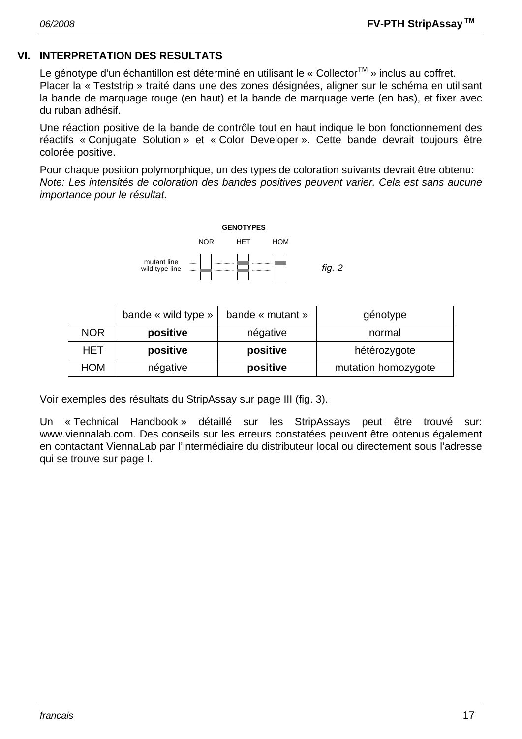## VI. INTERPRETATION DES RESULTATS

Le génotype d'un échantillon est déterminé en utilisant le « Collector™ » inclus au coffret.
Placer la « Teststrip » traité dans une des zones désignées, aligner sur le schéma en utilisant la bande de marquage rouge (en haut) et la bande de marquage verte (en bas), et fixer avec du ruban adhésif.

Une réaction positive de la bande de contrôle tout en haut indique le bon fonctionnement des réactifs « Conjugate Solution » et « Color Developer ». Cette bande devrait toujours être colorée positive.

Pour chaque position polymorphique, un des types de coloration suivants devrait être obtenu:
*Note: Les intensités de coloration des bandes positives peuvent varier. Cela est sans aucune importance pour le résultat.*

GENOTYPES

NOR HET HOM

mutant line
wild type line

*fig. 2*

| | bande « wild type » | bande « mutant » | génotype |
|---|---|---|---|
| NOR | **positive** | négative | normal |
| HET | **positive** | **positive** | hétérozygote |
| HOM | négative | **positive** | mutation homozygote |

Voir exemples des résultats du StripAssay sur page III (fig. 3).

Un « Technical Handbook » détaillé sur les StripAssays peut être trouvé sur: www.viennalab.com. Des conseils sur les erreurs constatées peuvent être obtenus également en contactant ViennaLab par l'intermédiaire du distributeur local ou directement sous l'adresse qui se trouve sur page I.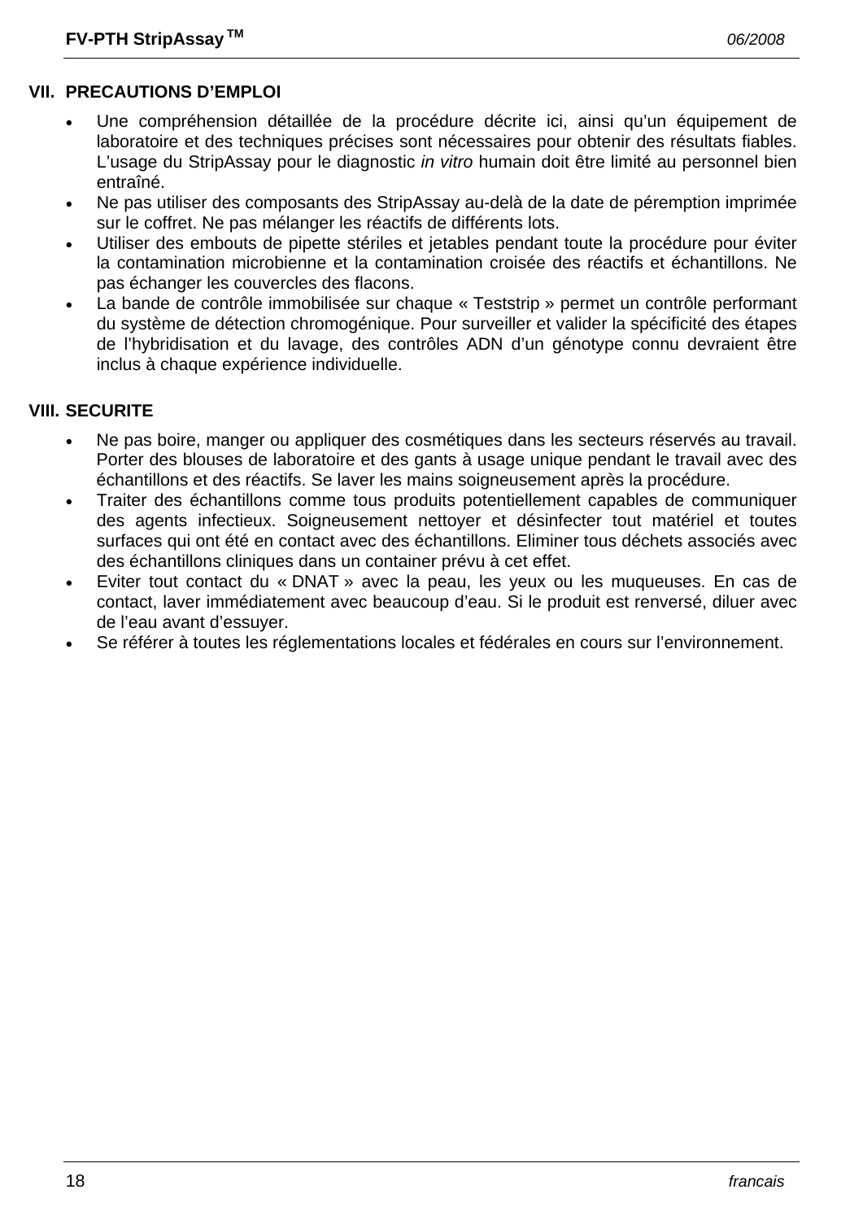## VII. PRECAUTIONS D'EMPLOI

- Une compréhension détaillée de la procédure décrite ici, ainsi qu'un équipement de laboratoire et des techniques précises sont nécessaires pour obtenir des résultats fiables. L'usage du StripAssay pour le diagnostic *in vitro* humain doit être limité au personnel bien entraîné.
- Ne pas utiliser des composants des StripAssay au-delà de la date de péremption imprimée sur le coffret. Ne pas mélanger les réactifs de différents lots.
- Utiliser des embouts de pipette stériles et jetables pendant toute la procédure pour éviter la contamination microbienne et la contamination croisée des réactifs et échantillons. Ne pas échanger les couvercles des flacons.
- La bande de contrôle immobilisée sur chaque « Teststrip » permet un contrôle performant du système de détection chromogénique. Pour surveiller et valider la spécificité des étapes de l'hybridisation et du lavage, des contrôles ADN d'un génotype connu devraient être inclus à chaque expérience individuelle.

## VIII. SECURITE

- Ne pas boire, manger ou appliquer des cosmétiques dans les secteurs réservés au travail. Porter des blouses de laboratoire et des gants à usage unique pendant le travail avec des échantillons et des réactifs. Se laver les mains soigneusement après la procédure.
- Traiter des échantillons comme tous produits potentiellement capables de communiquer des agents infectieux. Soigneusement nettoyer et désinfecter tout matériel et toutes surfaces qui ont été en contact avec des échantillons. Eliminer tous déchets associés avec des échantillons cliniques dans un container prévu à cet effet.
- Eviter tout contact du « DNAT » avec la peau, les yeux ou les muqueuses. En cas de contact, laver immédiatement avec beaucoup d'eau. Si le produit est renversé, diluer avec de l'eau avant d'essuyer.
- Se référer à toutes les réglementations locales et fédérales en cours sur l'environnement.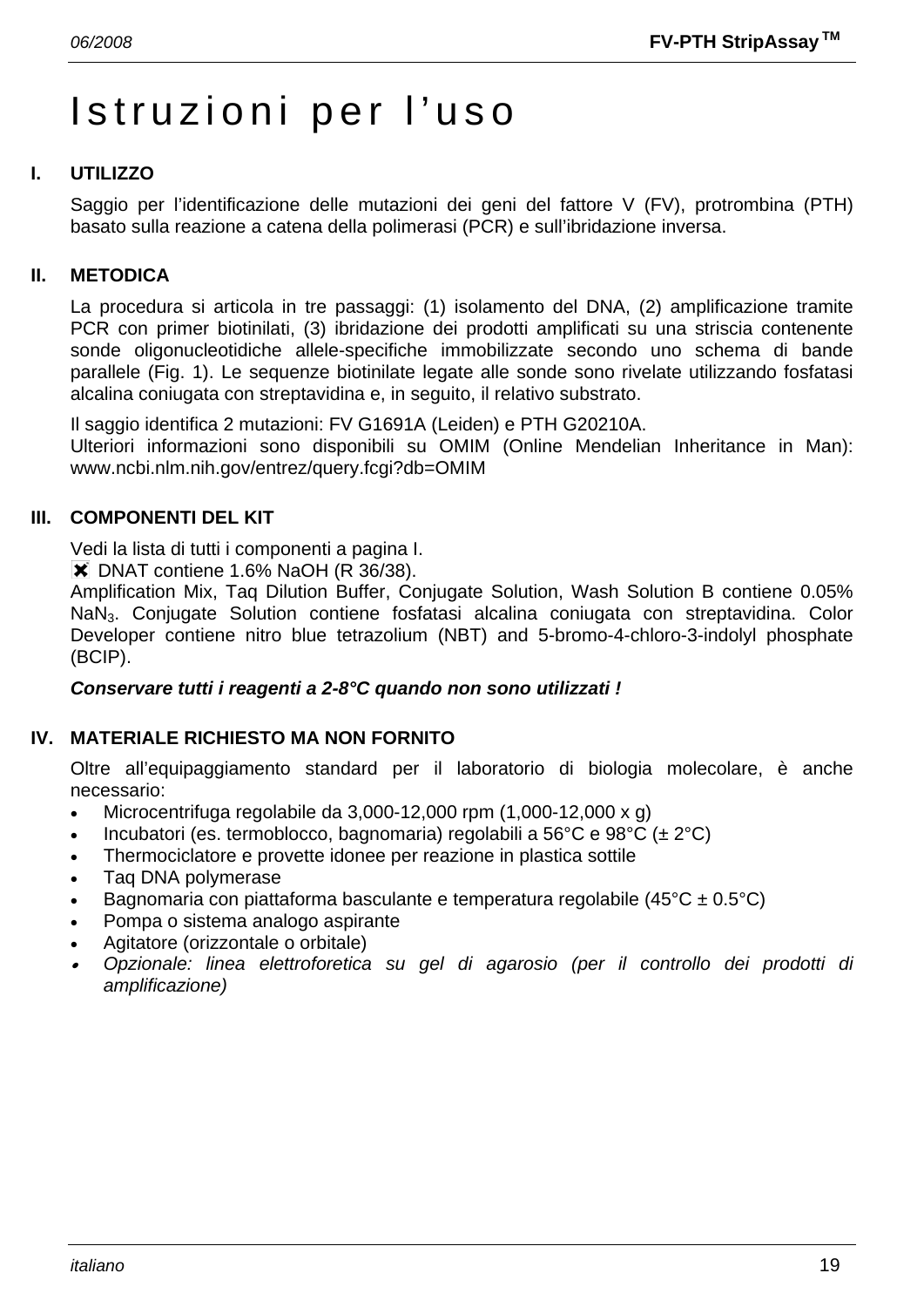# Istruzioni per l'uso

## I. UTILIZZO

Saggio per l'identificazione delle mutazioni dei geni del fattore V (FV), protrombina (PTH) basato sulla reazione a catena della polimerasi (PCR) e sull'ibridazione inversa.

## II. METODICA

La procedura si articola in tre passaggi: (1) isolamento del DNA, (2) amplificazione tramite PCR con primer biotinilati, (3) ibridazione dei prodotti amplificati su una striscia contenente sonde oligonucleotidiche allele-specifiche immobilizzate secondo uno schema di bande parallele (Fig. 1). Le sequenze biotinilate legate alle sonde sono rivelate utilizzando fosfatasi alcalina coniugata con streptavidina e, in seguito, il relativo substrato.

Il saggio identifica 2 mutazioni: FV G1691A (Leiden) e PTH G20210A.
Ulteriori informazioni sono disponibili su OMIM (Online Mendelian Inheritance in Man): www.ncbi.nlm.nih.gov/entrez/query.fcgi?db=OMIM

## III. COMPONENTI DEL KIT

Vedi la lista di tutti i componenti a pagina I.
✖ DNAT contiene 1.6% NaOH (R 36/38).
Amplification Mix, Taq Dilution Buffer, Conjugate Solution, Wash Solution B contiene 0.05% $NaN_3$. Conjugate Solution contiene fosfatasi alcalina coniugata con streptavidina. Color Developer contiene nitro blue tetrazolium (NBT) and 5-bromo-4-chloro-3-indolyl phosphate (BCIP).

***Conservare tutti i reagenti a 2-8°C quando non sono utilizzati !***

## IV. MATERIALE RICHIESTO MA NON FORNITO

Oltre all'equipaggiamento standard per il laboratorio di biologia molecolare, è anche necessario:

- Microcentrifuga regolabile da 3,000-12,000 rpm (1,000-12,000 x g)
- Incubatori (es. termoblocco, bagnomaria) regolabili a 56°C e 98°C (± 2°C)
- Thermociclatore e provette idonee per reazione in plastica sottile
- Taq DNA polymerase
- Bagnomaria con piattaforma basculante e temperatura regolabile (45°C ± 0.5°C)
- Pompa o sistema analogo aspirante
- Agitatore (orizzontale o orbitale)
- *Opzionale: linea elettroforetica su gel di agarosio (per il controllo dei prodotti di amplificazione)*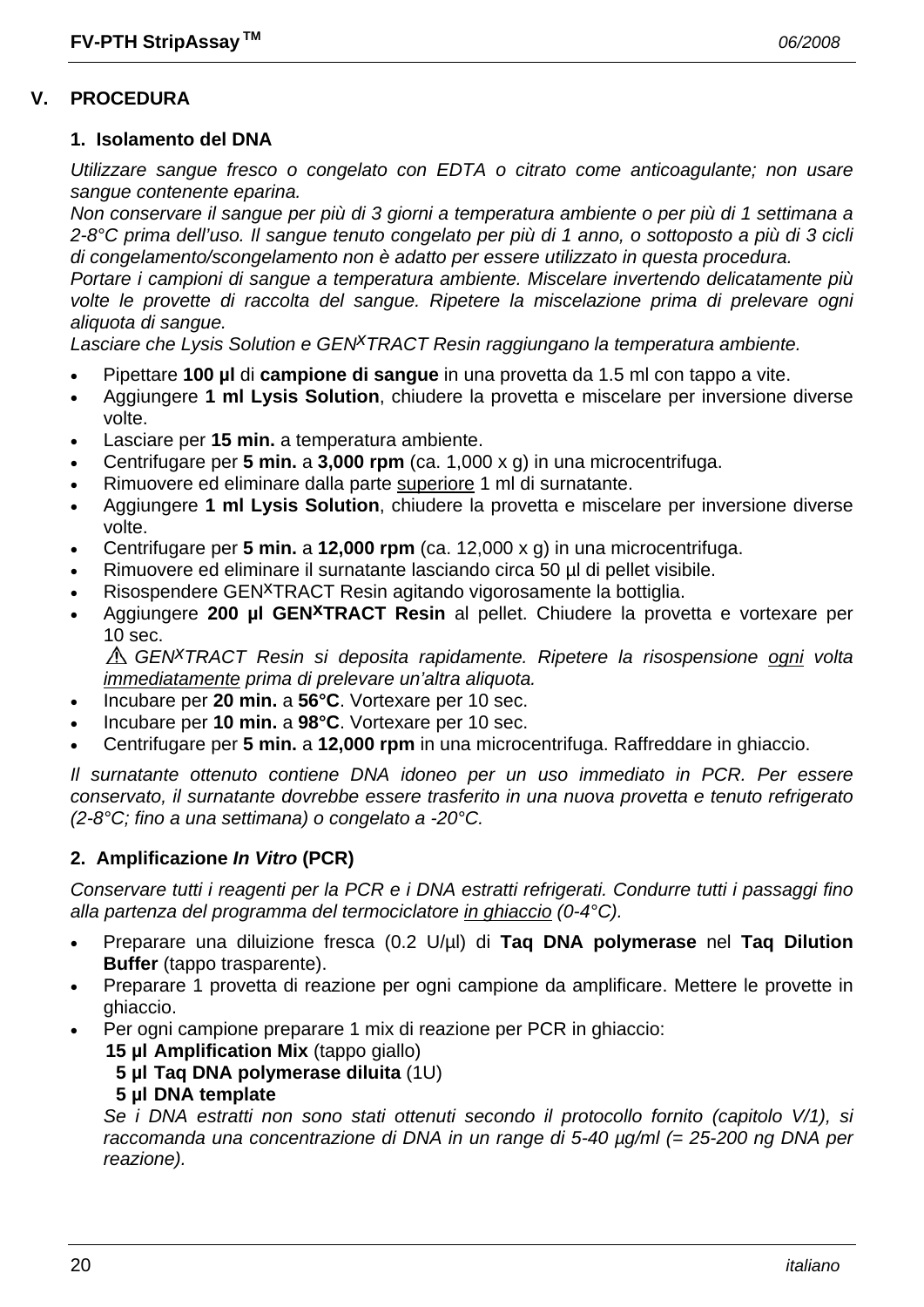## V. PROCEDURA

### 1. Isolamento del DNA

*Utilizzare sangue fresco o congelato con EDTA o citrato come anticoagulante; non usare sangue contenente eparina.*
*Non conservare il sangue per più di 3 giorni a temperatura ambiente o per più di 1 settimana a 2-8°C prima dell'uso. Il sangue tenuto congelato per più di 1 anno, o sottoposto a più di 3 cicli di congelamento/scongelamento non è adatto per essere utilizzato in questa procedura.*
*Portare i campioni di sangue a temperatura ambiente. Miscelare invertendo delicatamente più volte le provette di raccolta del sangue. Ripetere la miscelazione prima di prelevare ogni aliquota di sangue.*
*Lasciare che Lysis Solution e GEN^X^TRACT Resin raggiungano la temperatura ambiente.*

- Pipettare **100 µl** di **campione di sangue** in una provetta da 1.5 ml con tappo a vite.
- Aggiungere **1 ml Lysis Solution**, chiudere la provetta e miscelare per inversione diverse volte.
- Lasciare per **15 min.** a temperatura ambiente.
- Centrifugare per **5 min.** a **3,000 rpm** (ca. 1,000 x g) in una microcentrifuga.
- Rimuovere ed eliminare dalla parte superiore 1 ml di surnatante.
- Aggiungere **1 ml Lysis Solution**, chiudere la provetta e miscelare per inversione diverse volte.
- Centrifugare per **5 min.** a **12,000 rpm** (ca. 12,000 x g) in una microcentrifuga.
- Rimuovere ed eliminare il surnatante lasciando circa 50 µl di pellet visibile.
- Risospendere GEN^X^TRACT Resin agitando vigorosamente la bottiglia.
- Aggiungere **200 µl GEN^X^TRACT Resin** al pellet. Chiudere la provetta e vortexare per 10 sec.
  ⚠ *GEN^X^TRACT Resin si deposita rapidamente. Ripetere la risospensione ogni volta immediatamente prima di prelevare un'altra aliquota.*
- Incubare per **20 min.** a **56°C**. Vortexare per 10 sec.
- Incubare per **10 min.** a **98°C**. Vortexare per 10 sec.
- Centrifugare per **5 min.** a **12,000 rpm** in una microcentrifuga. Raffreddare in ghiaccio.

*Il surnatante ottenuto contiene DNA idoneo per un uso immediato in PCR. Per essere conservato, il surnatante dovrebbe essere trasferito in una nuova provetta e tenuto refrigerato (2-8°C; fino a una settimana) o congelato a -20°C.*

### 2. Amplificazione *In Vitro* (PCR)

*Conservare tutti i reagenti per la PCR e i DNA estratti refrigerati. Condurre tutti i passaggi fino alla partenza del programma del termociclatore in ghiaccio (0-4°C).*

- Preparare una diluizione fresca (0.2 U/µl) di **Taq DNA polymerase** nel **Taq Dilution Buffer** (tappo trasparente).
- Preparare 1 provetta di reazione per ogni campione da amplificare. Mettere le provette in ghiaccio.
- Per ogni campione preparare 1 mix di reazione per PCR in ghiaccio:
  **15 µl Amplification Mix** (tappo giallo)
  **5 µl Taq DNA polymerase diluita** (1U)
  **5 µl DNA template**
  *Se i DNA estratti non sono stati ottenuti secondo il protocollo fornito (capitolo V/1), si raccomanda una concentrazione di DNA in un range di 5-40 µg/ml (= 25-200 ng DNA per reazione).*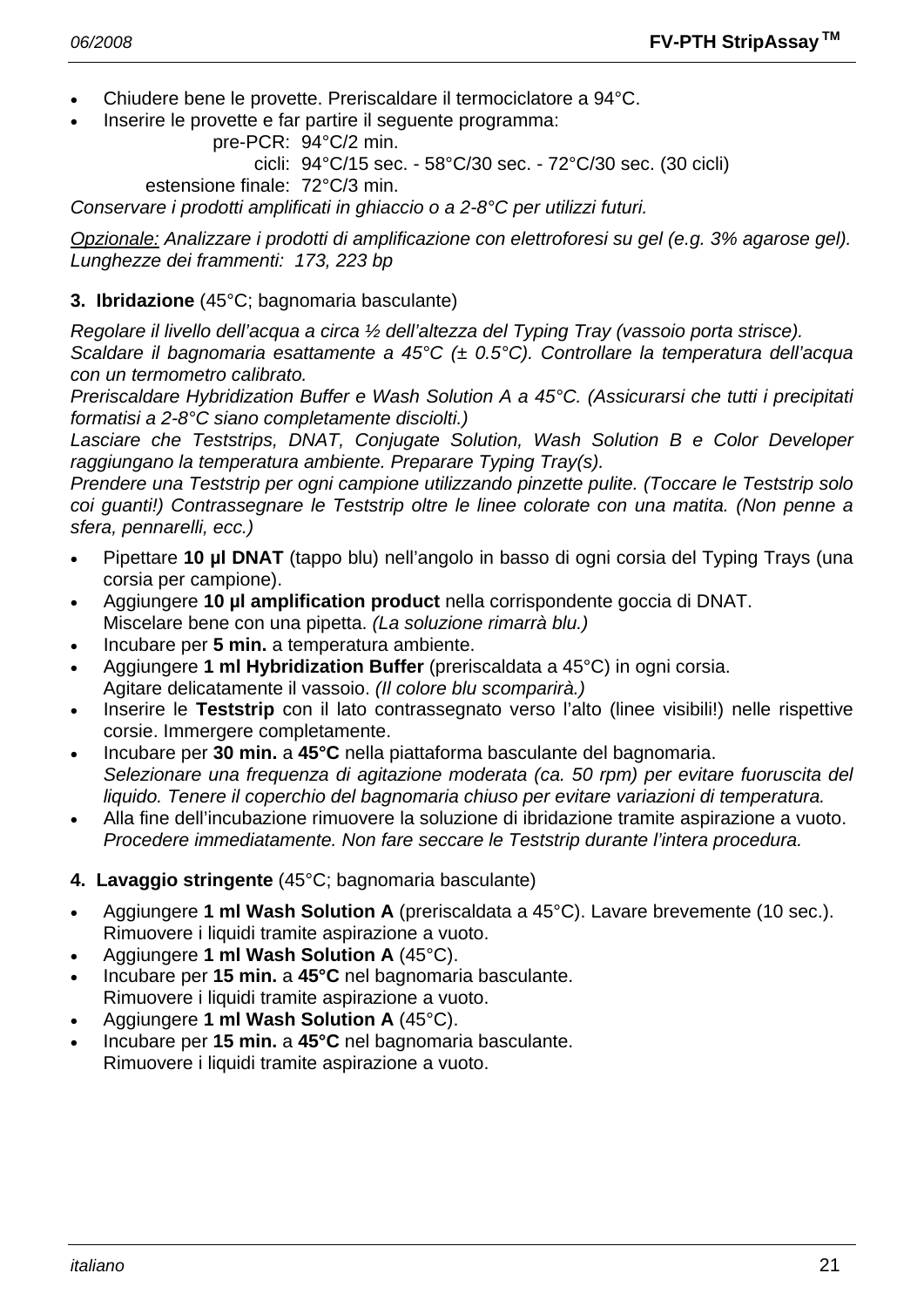- Chiudere bene le provette. Preriscaldare il termociclatore a 94°C.
- Inserire le provette e far partire il seguente programma:

  pre-PCR: 94°C/2 min.
  cicli: 94°C/15 sec. - 58°C/30 sec. - 72°C/30 sec. (30 cicli)
  estensione finale: 72°C/3 min.

*Conservare i prodotti amplificati in ghiaccio o a 2-8°C per utilizzi futuri.*

*Opzionale: Analizzare i prodotti di amplificazione con elettroforesi su gel (e.g. 3% agarose gel). Lunghezze dei frammenti: 173, 223 bp*

**3. Ibridazione** (45°C; bagnomaria basculante)

*Regolare il livello dell'acqua a circa ½ dell'altezza del Typing Tray (vassoio porta strisce).*
*Scaldare il bagnomaria esattamente a 45°C (± 0.5°C). Controllare la temperatura dell'acqua con un termometro calibrato.*
*Preriscaldare Hybridization Buffer e Wash Solution A a 45°C. (Assicurarsi che tutti i precipitati formatisi a 2-8°C siano completamente disciolti.)*
*Lasciare che Teststrips, DNAT, Conjugate Solution, Wash Solution B e Color Developer raggiungano la temperatura ambiente. Preparare Typing Tray(s).*
*Prendere una Teststrip per ogni campione utilizzando pinzette pulite. (Toccare le Teststrip solo coi guanti!) Contrassegnare le Teststrip oltre le linee colorate con una matita. (Non penne a sfera, pennarelli, ecc.)*

- Pipettare **10 µl DNAT** (tappo blu) nell'angolo in basso di ogni corsia del Typing Trays (una corsia per campione).
- Aggiungere **10 µl amplification product** nella corrispondente goccia di DNAT.
  Miscelare bene con una pipetta. *(La soluzione rimarrà blu.)*
- Incubare per **5 min.** a temperatura ambiente.
- Aggiungere **1 ml Hybridization Buffer** (preriscaldata a 45°C) in ogni corsia.
  Agitare delicatamente il vassoio. *(Il colore blu scomparirà.)*
- Inserire le **Teststrip** con il lato contrassegnato verso l'alto (linee visibili!) nelle rispettive corsie. Immergere completamente.
- Incubare per **30 min.** a **45°C** nella piattaforma basculante del bagnomaria.
  *Selezionare una frequenza di agitazione moderata (ca. 50 rpm) per evitare fuoruscita del liquido. Tenere il coperchio del bagnomaria chiuso per evitare variazioni di temperatura.*
- Alla fine dell'incubazione rimuovere la soluzione di ibridazione tramite aspirazione a vuoto.
  *Procedere immediatamente. Non fare seccare le Teststrip durante l'intera procedura.*

**4. Lavaggio stringente** (45°C; bagnomaria basculante)

- Aggiungere **1 ml Wash Solution A** (preriscaldata a 45°C). Lavare brevemente (10 sec.).
  Rimuovere i liquidi tramite aspirazione a vuoto.
- Aggiungere **1 ml Wash Solution A** (45°C).
- Incubare per **15 min.** a **45°C** nel bagnomaria basculante.
  Rimuovere i liquidi tramite aspirazione a vuoto.
- Aggiungere **1 ml Wash Solution A** (45°C).
- Incubare per **15 min.** a **45°C** nel bagnomaria basculante.
  Rimuovere i liquidi tramite aspirazione a vuoto.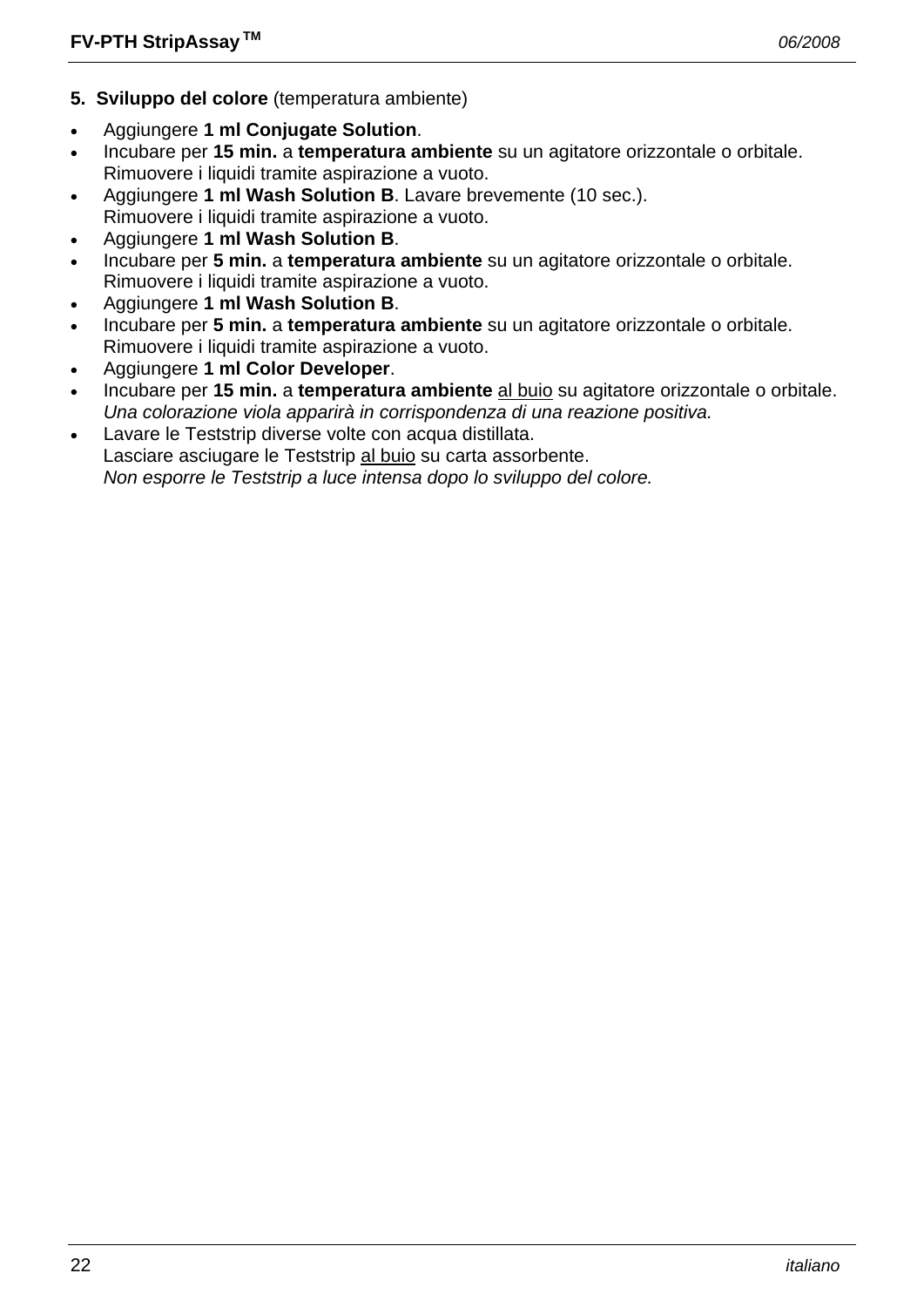**5. Sviluppo del colore** (temperatura ambiente)

- Aggiungere **1 ml Conjugate Solution**.
- Incubare per **15 min.** a **temperatura ambiente** su un agitatore orizzontale o orbitale.
  Rimuovere i liquidi tramite aspirazione a vuoto.
- Aggiungere **1 ml Wash Solution B**. Lavare brevemente (10 sec.).
  Rimuovere i liquidi tramite aspirazione a vuoto.
- Aggiungere **1 ml Wash Solution B**.
- Incubare per **5 min.** a **temperatura ambiente** su un agitatore orizzontale o orbitale.
  Rimuovere i liquidi tramite aspirazione a vuoto.
- Aggiungere **1 ml Wash Solution B**.
- Incubare per **5 min.** a **temperatura ambiente** su un agitatore orizzontale o orbitale.
  Rimuovere i liquidi tramite aspirazione a vuoto.
- Aggiungere **1 ml Color Developer**.
- Incubare per **15 min.** a **temperatura ambiente** al buio su agitatore orizzontale o orbitale.
  *Una colorazione viola apparirà in corrispondenza di una reazione positiva.*
- Lavare le Teststrip diverse volte con acqua distillata.
  Lasciare asciugare le Teststrip al buio su carta assorbente.
  *Non esporre le Teststrip a luce intensa dopo lo sviluppo del colore.*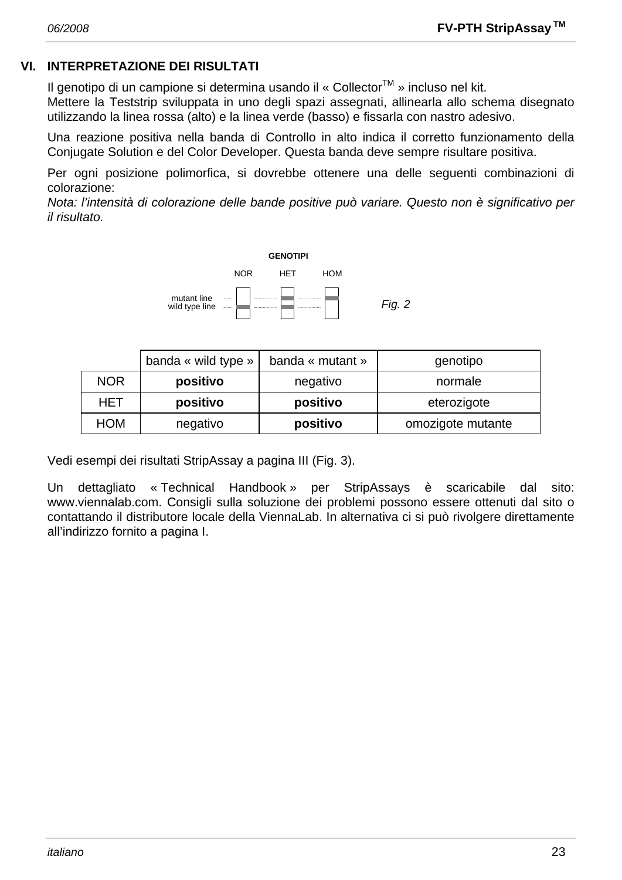## VI. INTERPRETAZIONE DEI RISULTATI

Il genotipo di un campione si determina usando il « Collector™ » incluso nel kit.
Mettere la Teststrip sviluppata in uno degli spazi assegnati, allinearla allo schema disegnato utilizzando la linea rossa (alto) e la linea verde (basso) e fissarla con nastro adesivo.

Una reazione positiva nella banda di Controllo in alto indica il corretto funzionamento della Conjugate Solution e del Color Developer. Questa banda deve sempre risultare positiva.

Per ogni posizione polimorfica, si dovrebbe ottenere una delle seguenti combinazioni di colorazione:
*Nota: l'intensità di colorazione delle bande positive può variare. Questo non è significativo per il risultato.*

**GENOTIPI**

NOR HET HOM

mutant line
wild type line

*Fig. 2*

| | banda « wild type » | banda « mutant » | genotipo |
|---|---|---|---|
| NOR | **positivo** | negativo | normale |
| HET | **positivo** | **positivo** | eterozigote |
| HOM | negativo | **positivo** | omozigote mutante |

Vedi esempi dei risultati StripAssay a pagina III (Fig. 3).

Un dettagliato « Technical Handbook » per StripAssays è scaricabile dal sito: www.viennalab.com. Consigli sulla soluzione dei problemi possono essere ottenuti dal sito o contattando il distributore locale della ViennaLab. In alternativa ci si può rivolgere direttamente all'indirizzo fornito a pagina I.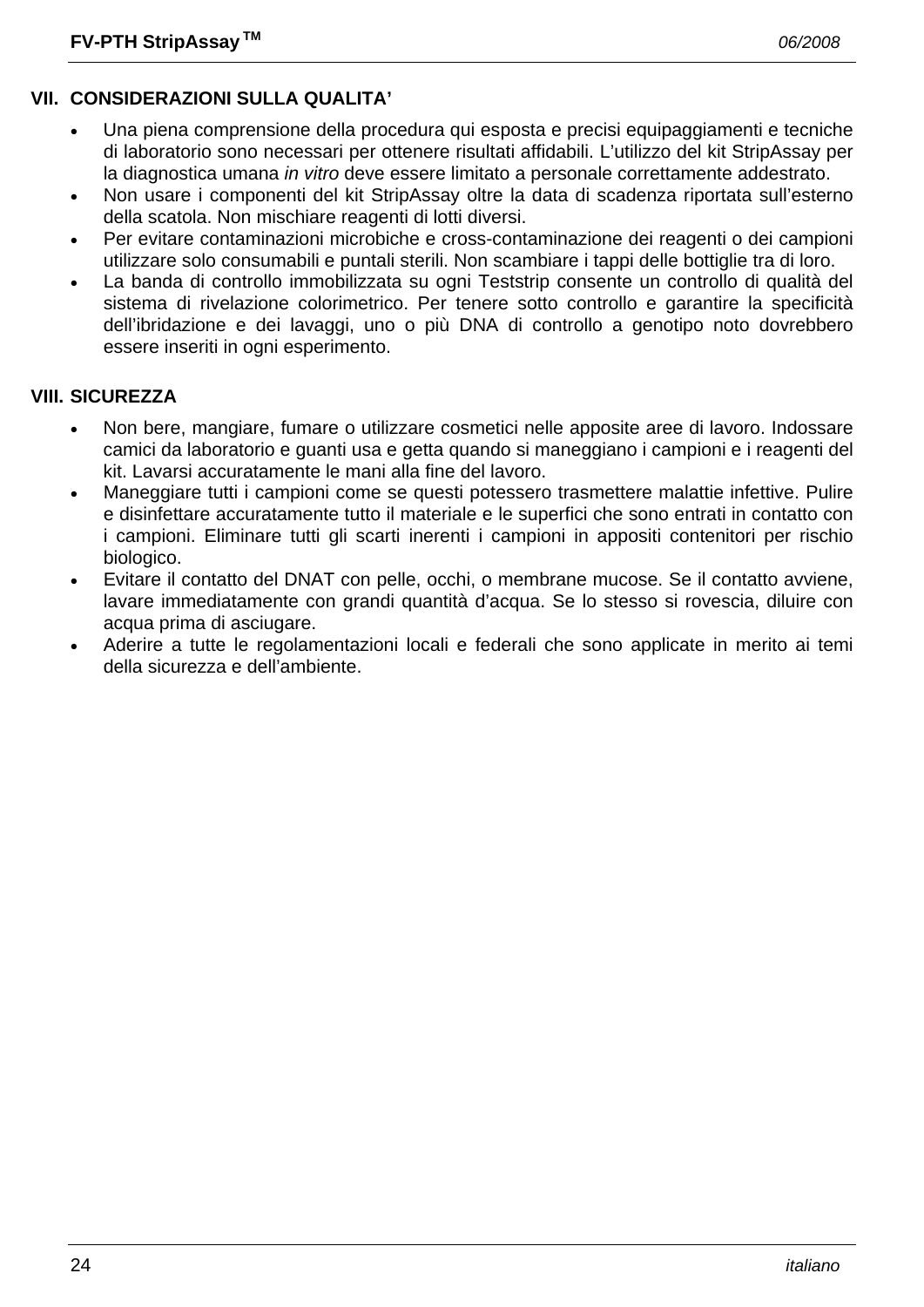## VII. CONSIDERAZIONI SULLA QUALITA'

- Una piena comprensione della procedura qui esposta e precisi equipaggiamenti e tecniche di laboratorio sono necessari per ottenere risultati affidabili. L'utilizzo del kit StripAssay per la diagnostica umana *in vitro* deve essere limitato a personale correttamente addestrato.
- Non usare i componenti del kit StripAssay oltre la data di scadenza riportata sull'esterno della scatola. Non mischiare reagenti di lotti diversi.
- Per evitare contaminazioni microbiche e cross-contaminazione dei reagenti o dei campioni utilizzare solo consumabili e puntali sterili. Non scambiare i tappi delle bottiglie tra di loro.
- La banda di controllo immobilizzata su ogni Teststrip consente un controllo di qualità del sistema di rivelazione colorimetrico. Per tenere sotto controllo e garantire la specificità dell'ibridazione e dei lavaggi, uno o più DNA di controllo a genotipo noto dovrebbero essere inseriti in ogni esperimento.

## VIII. SICUREZZA

- Non bere, mangiare, fumare o utilizzare cosmetici nelle apposite aree di lavoro. Indossare camici da laboratorio e guanti usa e getta quando si maneggiano i campioni e i reagenti del kit. Lavarsi accuratamente le mani alla fine del lavoro.
- Maneggiare tutti i campioni come se questi potessero trasmettere malattie infettive. Pulire e disinfettare accuratamente tutto il materiale e le superfici che sono entrati in contatto con i campioni. Eliminare tutti gli scarti inerenti i campioni in appositi contenitori per rischio biologico.
- Evitare il contatto del DNAT con pelle, occhi, o membrane mucose. Se il contatto avviene, lavare immediatamente con grandi quantità d'acqua. Se lo stesso si rovescia, diluire con acqua prima di asciugare.
- Aderire a tutte le regolamentazioni locali e federali che sono applicate in merito ai temi della sicurezza e dell'ambiente.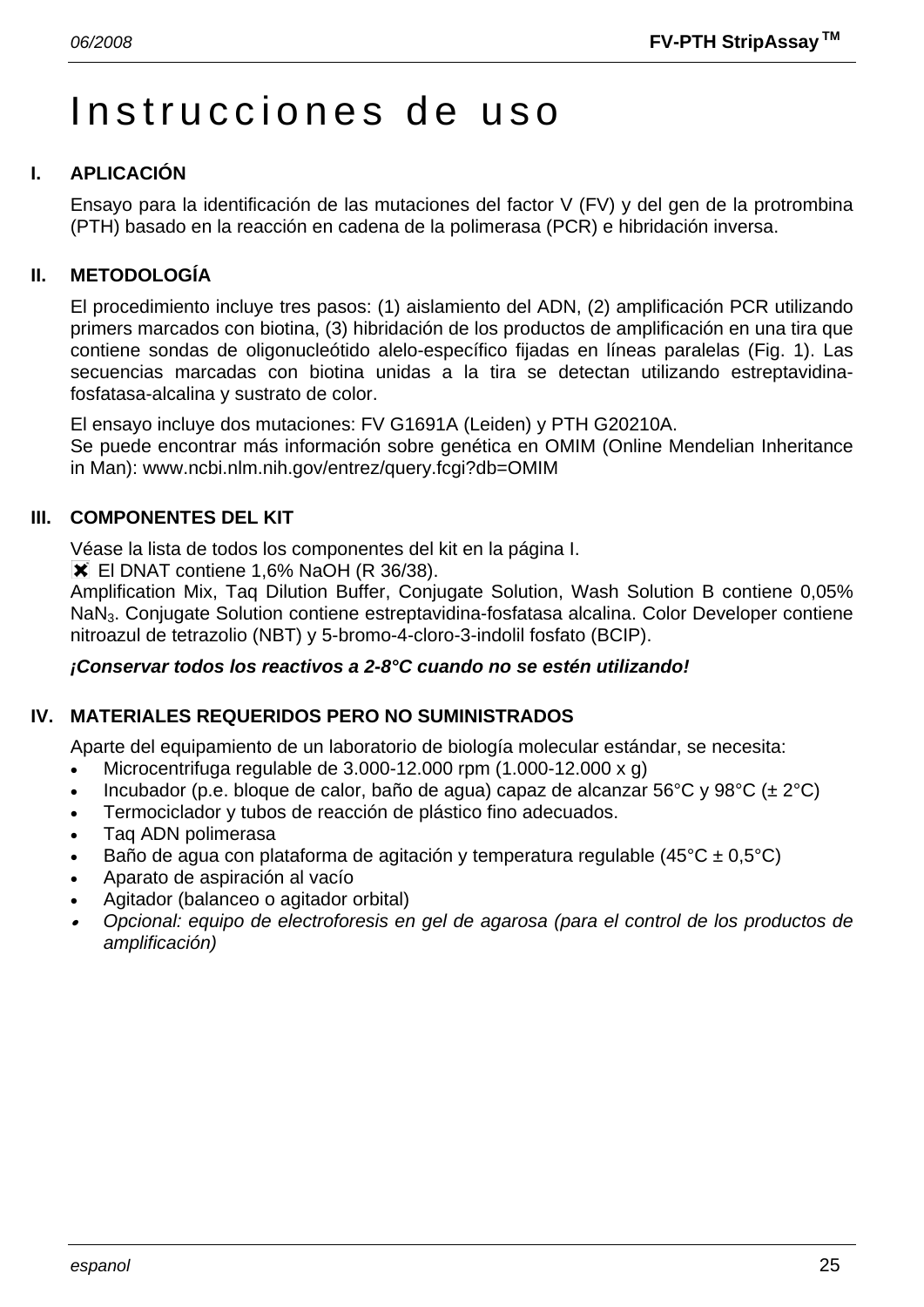# Instrucciones de uso

## I. APLICACIÓN

Ensayo para la identificación de las mutaciones del factor V (FV) y del gen de la protrombina (PTH) basado en la reacción en cadena de la polimerasa (PCR) e hibridación inversa.

## II. METODOLOGÍA

El procedimiento incluye tres pasos: (1) aislamiento del ADN, (2) amplificación PCR utilizando primers marcados con biotina, (3) hibridación de los productos de amplificación en una tira que contiene sondas de oligonucleótido alelo-específico fijadas en líneas paralelas (Fig. 1). Las secuencias marcadas con biotina unidas a la tira se detectan utilizando estreptavidina-fosfatasa-alcalina y sustrato de color.

El ensayo incluye dos mutaciones: FV G1691A (Leiden) y PTH G20210A.
Se puede encontrar más información sobre genética en OMIM (Online Mendelian Inheritance in Man): www.ncbi.nlm.nih.gov/entrez/query.fcgi?db=OMIM

## III. COMPONENTES DEL KIT

Véase la lista de todos los componentes del kit en la página I.
✖ El DNAT contiene 1,6% NaOH (R 36/38).
Amplification Mix, Taq Dilution Buffer, Conjugate Solution, Wash Solution B contiene 0,05% $NaN_3$. Conjugate Solution contiene estreptavidina-fosfatasa alcalina. Color Developer contiene nitroazul de tetrazolio (NBT) y 5-bromo-4-cloro-3-indolil fosfato (BCIP).

***¡Conservar todos los reactivos a 2-8°C cuando no se estén utilizando!***

## IV. MATERIALES REQUERIDOS PERO NO SUMINISTRADOS

Aparte del equipamiento de un laboratorio de biología molecular estándar, se necesita:

- Microcentrifuga regulable de 3.000-12.000 rpm (1.000-12.000 x g)
- Incubador (p.e. bloque de calor, baño de agua) capaz de alcanzar 56°C y 98°C (± 2°C)
- Termociclador y tubos de reacción de plástico fino adecuados.
- Taq ADN polimerasa
- Baño de agua con plataforma de agitación y temperatura regulable (45°C ± 0,5°C)
- Aparato de aspiración al vacío
- Agitador (balanceo o agitador orbital)
- *Opcional: equipo de electroforesis en gel de agarosa (para el control de los productos de amplificación)*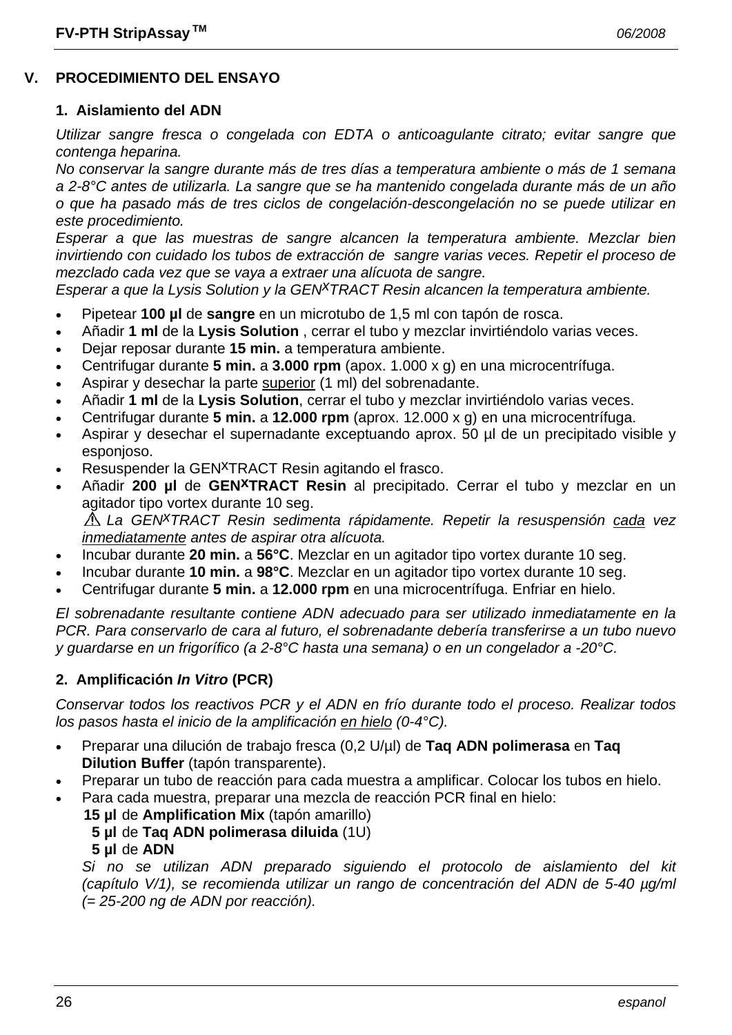## V. PROCEDIMIENTO DEL ENSAYO

### 1. Aislamiento del ADN

*Utilizar sangre fresca o congelada con EDTA o anticoagulante citrato; evitar sangre que contenga heparina.*
*No conservar la sangre durante más de tres días a temperatura ambiente o más de 1 semana a 2-8°C antes de utilizarla. La sangre que se ha mantenido congelada durante más de un año o que ha pasado más de tres ciclos de congelación-descongelación no se puede utilizar en este procedimiento.*
*Esperar a que las muestras de sangre alcancen la temperatura ambiente. Mezclar bien invirtiendo con cuidado los tubos de extracción de sangre varias veces. Repetir el proceso de mezclado cada vez que se vaya a extraer una alícuota de sangre.*
*Esperar a que la Lysis Solution y la GEN$^{X}$TRACT Resin alcancen la temperatura ambiente.*

- Pipetear **100 µl** de **sangre** en un microtubo de 1,5 ml con tapón de rosca.
- Añadir **1 ml** de la **Lysis Solution** , cerrar el tubo y mezclar invirtiéndolo varias veces.
- Dejar reposar durante **15 min.** a temperatura ambiente.
- Centrifugar durante **5 min.** a **3.000 rpm** (apox. 1.000 x g) en una microcentrífuga.
- Aspirar y desechar la parte <u>superior</u> (1 ml) del sobrenadante.
- Añadir **1 ml** de la **Lysis Solution**, cerrar el tubo y mezclar invirtiéndolo varias veces.
- Centrifugar durante **5 min.** a **12.000 rpm** (aprox. 12.000 x g) en una microcentrífuga.
- Aspirar y desechar el supernadante exceptuando aprox. 50 µl de un precipitado visible y esponjoso.
- Resuspender la GEN$^{X}$TRACT Resin agitando el frasco.
- Añadir **200 µl** de **GEN$^{X}$TRACT Resin** al precipitado. Cerrar el tubo y mezclar en un agitador tipo vortex durante 10 seg.
  ⚠ *La GEN$^{X}$TRACT Resin sedimenta rápidamente. Repetir la resuspensión <u>cada</u> vez <u>inmediatamente</u> antes de aspirar otra alícuota.*
- Incubar durante **20 min.** a **56°C**. Mezclar en un agitador tipo vortex durante 10 seg.
- Incubar durante **10 min.** a **98°C**. Mezclar en un agitador tipo vortex durante 10 seg.
- Centrifugar durante **5 min.** a **12.000 rpm** en una microcentrífuga. Enfriar en hielo.

*El sobrenadante resultante contiene ADN adecuado para ser utilizado inmediatamente en la PCR. Para conservarlo de cara al futuro, el sobrenadante debería transferirse a un tubo nuevo y guardarse en un frigorífico (a 2-8°C hasta una semana) o en un congelador a -20°C.*

### 2. Amplificación *In Vitro* (PCR)

*Conservar todos los reactivos PCR y el ADN en frío durante todo el proceso. Realizar todos los pasos hasta el inicio de la amplificación <u>en hielo</u> (0-4°C).*

- Preparar una dilución de trabajo fresca (0,2 U/µl) de **Taq ADN polimerasa** en **Taq Dilution Buffer** (tapón transparente).
- Preparar un tubo de reacción para cada muestra a amplificar. Colocar los tubos en hielo.
- Para cada muestra, preparar una mezcla de reacción PCR final en hielo:
  **15 µl** de **Amplification Mix** (tapón amarillo)
  **5 µl** de **Taq ADN polimerasa diluida** (1U)
  **5 µl** de **ADN**
  *Si no se utilizan ADN preparado siguiendo el protocolo de aislamiento del kit (capítulo V/1), se recomienda utilizar un rango de concentración del ADN de 5-40 µg/ml (= 25-200 ng de ADN por reacción).*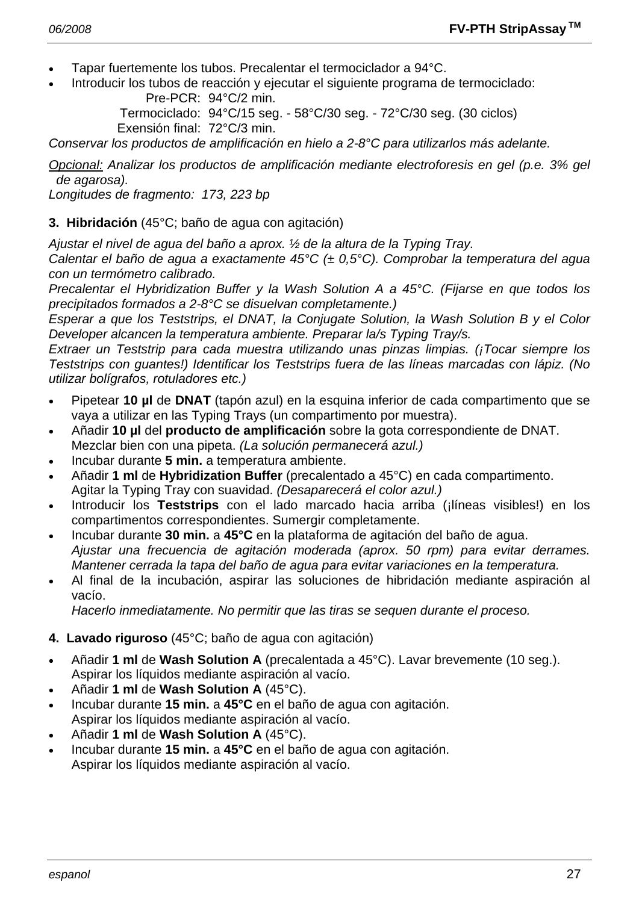- Tapar fuertemente los tubos. Precalentar el termociclador a 94°C.
- Introducir los tubos de reacción y ejecutar el siguiente programa de termociclado:

  Pre-PCR: 94°C/2 min.
  Termociclado: 94°C/15 seg. - 58°C/30 seg. - 72°C/30 seg. (30 ciclos)
  Exensión final: 72°C/3 min.

*Conservar los productos de amplificación en hielo a 2-8°C para utilizarlos más adelante.*

*Opcional: Analizar los productos de amplificación mediante electroforesis en gel (p.e. 3% gel de agarosa).*
*Longitudes de fragmento: 173, 223 bp*

**3. Hibridación** (45°C; baño de agua con agitación)

*Ajustar el nivel de agua del baño a aprox. ½ de la altura de la Typing Tray.*
*Calentar el baño de agua a exactamente 45°C (± 0,5°C). Comprobar la temperatura del agua con un termómetro calibrado.*
*Precalentar el Hybridization Buffer y la Wash Solution A a 45°C. (Fijarse en que todos los precipitados formados a 2-8°C se disuelvan completamente.)*
*Esperar a que los Teststrips, el DNAT, la Conjugate Solution, la Wash Solution B y el Color Developer alcancen la temperatura ambiente. Preparar la/s Typing Tray/s.*
*Extraer un Teststrip para cada muestra utilizando unas pinzas limpias. (¡Tocar siempre los Teststrips con guantes!) Identificar los Teststrips fuera de las líneas marcadas con lápiz. (No utilizar bolígrafos, rotuladores etc.)*

- Pipetear **10 µl** de **DNAT** (tapón azul) en la esquina inferior de cada compartimento que se vaya a utilizar en las Typing Trays (un compartimento por muestra).
- Añadir **10 µl** del **producto de amplificación** sobre la gota correspondiente de DNAT. Mezclar bien con una pipeta. *(La solución permanecerá azul.)*
- Incubar durante **5 min.** a temperatura ambiente.
- Añadir **1 ml** de **Hybridization Buffer** (precalentado a 45°C) en cada compartimento. Agitar la Typing Tray con suavidad. *(Desaparecerá el color azul.)*
- Introducir los **Teststrips** con el lado marcado hacia arriba (¡líneas visibles!) en los compartimentos correspondientes. Sumergir completamente.
- Incubar durante **30 min.** a **45°C** en la plataforma de agitación del baño de agua. *Ajustar una frecuencia de agitación moderada (aprox. 50 rpm) para evitar derrames. Mantener cerrada la tapa del baño de agua para evitar variaciones en la temperatura.*
- Al final de la incubación, aspirar las soluciones de hibridación mediante aspiración al vacío. *Hacerlo inmediatamente. No permitir que las tiras se sequen durante el proceso.*

**4. Lavado riguroso** (45°C; baño de agua con agitación)

- Añadir **1 ml** de **Wash Solution A** (precalentada a 45°C). Lavar brevemente (10 seg.). Aspirar los líquidos mediante aspiración al vacío.
- Añadir **1 ml** de **Wash Solution A** (45°C).
- Incubar durante **15 min.** a **45°C** en el baño de agua con agitación. Aspirar los líquidos mediante aspiración al vacío.
- Añadir **1 ml** de **Wash Solution A** (45°C).
- Incubar durante **15 min.** a **45°C** en el baño de agua con agitación. Aspirar los líquidos mediante aspiración al vacío.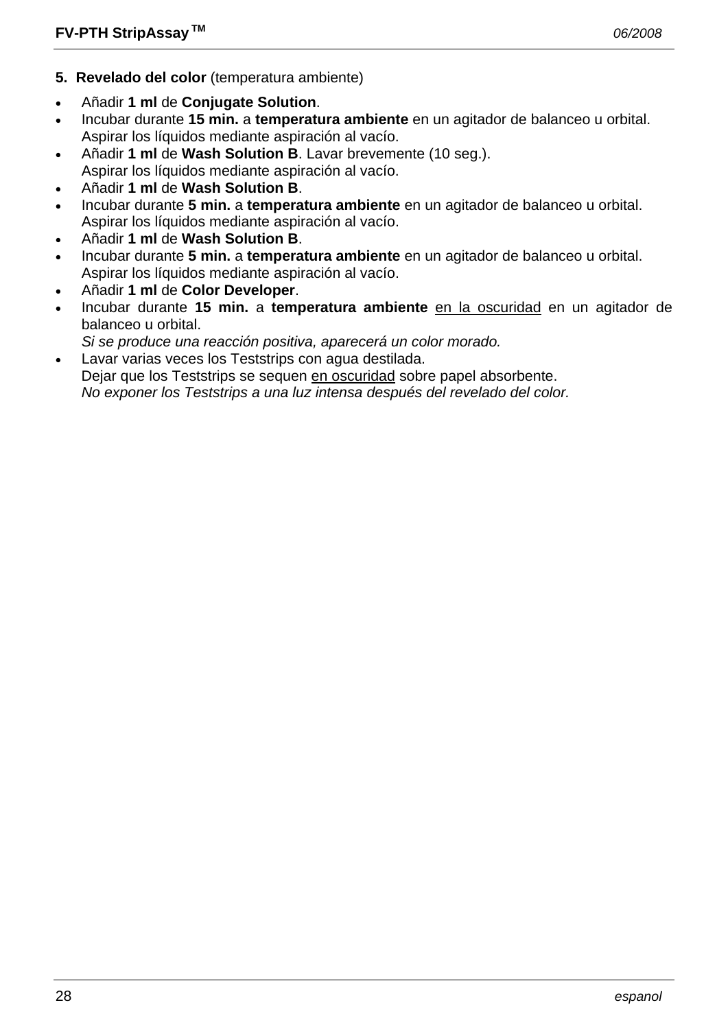**5. Revelado del color** (temperatura ambiente)

- Añadir **1 ml** de **Conjugate Solution**.
- Incubar durante **15 min.** a **temperatura ambiente** en un agitador de balanceo u orbital.
  Aspirar los líquidos mediante aspiración al vacío.
- Añadir **1 ml** de **Wash Solution B**. Lavar brevemente (10 seg.).
  Aspirar los líquidos mediante aspiración al vacío.
- Añadir **1 ml** de **Wash Solution B**.
- Incubar durante **5 min.** a **temperatura ambiente** en un agitador de balanceo u orbital.
  Aspirar los líquidos mediante aspiración al vacío.
- Añadir **1 ml** de **Wash Solution B**.
- Incubar durante **5 min.** a **temperatura ambiente** en un agitador de balanceo u orbital.
  Aspirar los líquidos mediante aspiración al vacío.
- Añadir **1 ml** de **Color Developer**.
- Incubar durante **15 min.** a **temperatura ambiente** <u>en la oscuridad</u> en un agitador de balanceo u orbital.
  *Si se produce una reacción positiva, aparecerá un color morado.*
- Lavar varias veces los Teststrips con agua destilada.
  Dejar que los Teststrips se sequen <u>en oscuridad</u> sobre papel absorbente.
  *No exponer los Teststrips a una luz intensa después del revelado del color.*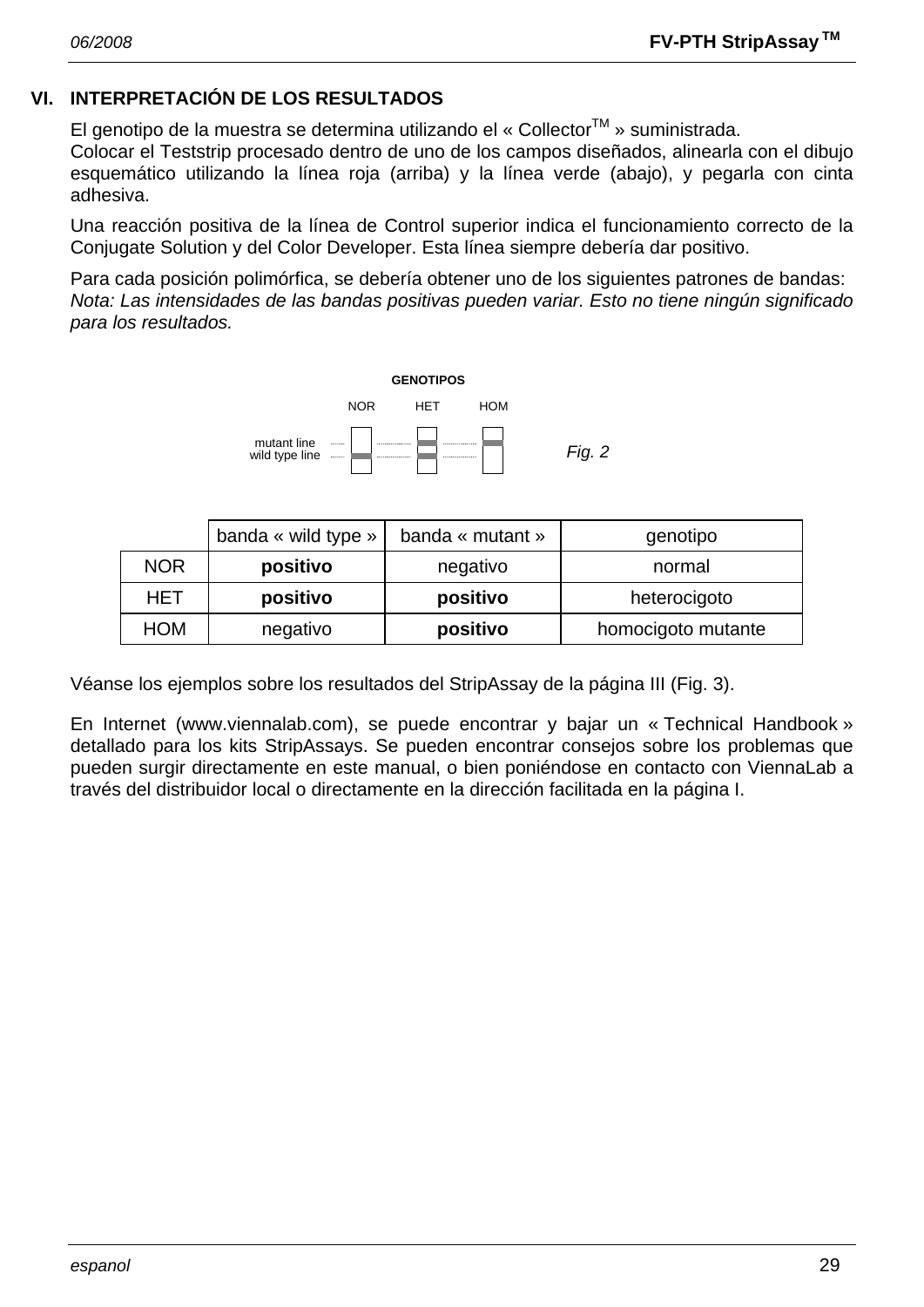## VI. INTERPRETACIÓN DE LOS RESULTADOS

El genotipo de la muestra se determina utilizando el « Collector$^{TM}$ » suministrada.
Colocar el Teststrip procesado dentro de uno de los campos diseñados, alinearla con el dibujo esquemático utilizando la línea roja (arriba) y la línea verde (abajo), y pegarla con cinta adhesiva.

Una reacción positiva de la línea de Control superior indica el funcionamiento correcto de la Conjugate Solution y del Color Developer. Esta línea siempre debería dar positivo.

Para cada posición polimórfica, se debería obtener uno de los siguientes patrones de bandas:
*Nota: Las intensidades de las bandas positivas pueden variar. Esto no tiene ningún significado para los resultados.*

GENOTIPOS

NOR HET HOM

mutant line
wild type line

*Fig. 2*

| | banda « wild type » | banda « mutant » | genotipo |
|---|---|---|---|
| NOR | **positivo** | negativo | normal |
| HET | **positivo** | **positivo** | heterocigoto |
| HOM | negativo | **positivo** | homocigoto mutante |

Véanse los ejemplos sobre los resultados del StripAssay de la página III (Fig. 3).

En Internet (www.viennalab.com), se puede encontrar y bajar un « Technical Handbook » detallado para los kits StripAssays. Se pueden encontrar consejos sobre los problemas que pueden surgir directamente en este manual, o bien poniéndose en contacto con ViennaLab a través del distribuidor local o directamente en la dirección facilitada en la página I.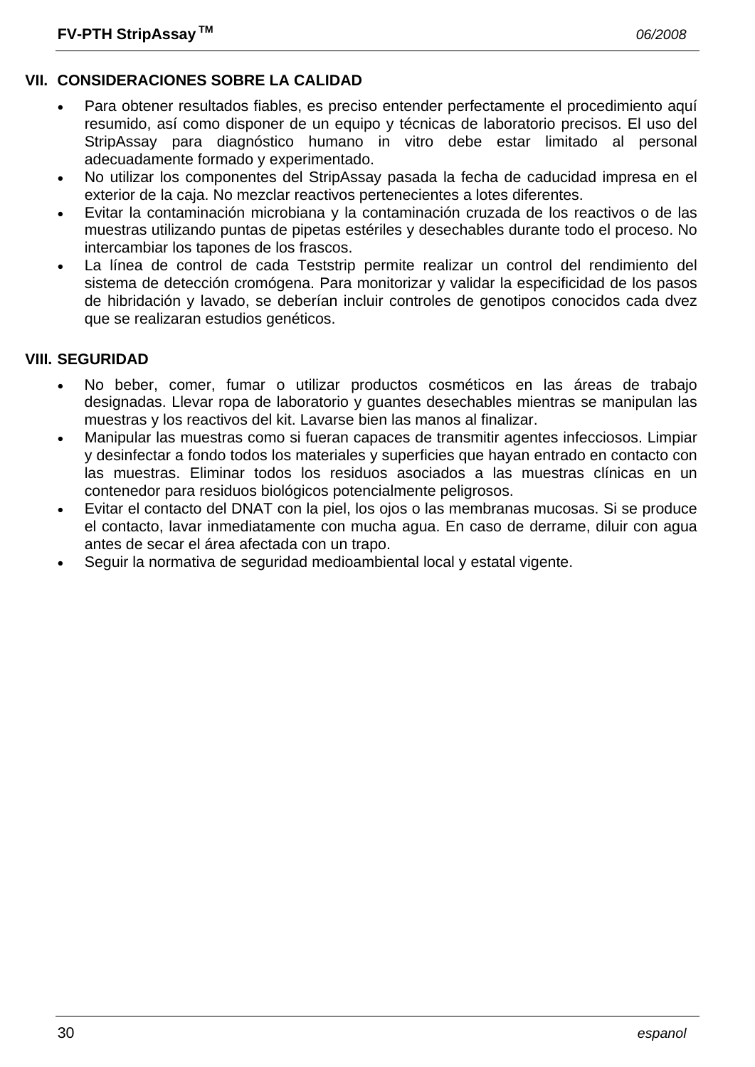## VII. CONSIDERACIONES SOBRE LA CALIDAD

- Para obtener resultados fiables, es preciso entender perfectamente el procedimiento aquí resumido, así como disponer de un equipo y técnicas de laboratorio precisos. El uso del StripAssay para diagnóstico humano in vitro debe estar limitado al personal adecuadamente formado y experimentado.
- No utilizar los componentes del StripAssay pasada la fecha de caducidad impresa en el exterior de la caja. No mezclar reactivos pertenecientes a lotes diferentes.
- Evitar la contaminación microbiana y la contaminación cruzada de los reactivos o de las muestras utilizando puntas de pipetas estériles y desechables durante todo el proceso. No intercambiar los tapones de los frascos.
- La línea de control de cada Teststrip permite realizar un control del rendimiento del sistema de detección cromógena. Para monitorizar y validar la especificidad de los pasos de hibridación y lavado, se deberían incluir controles de genotipos conocidos cada dvez que se realizaran estudios genéticos.

## VIII. SEGURIDAD

- No beber, comer, fumar o utilizar productos cosméticos en las áreas de trabajo designadas. Llevar ropa de laboratorio y guantes desechables mientras se manipulan las muestras y los reactivos del kit. Lavarse bien las manos al finalizar.
- Manipular las muestras como si fueran capaces de transmitir agentes infecciosos. Limpiar y desinfectar a fondo todos los materiales y superficies que hayan entrado en contacto con las muestras. Eliminar todos los residuos asociados a las muestras clínicas en un contenedor para residuos biológicos potencialmente peligrosos.
- Evitar el contacto del DNAT con la piel, los ojos o las membranas mucosas. Si se produce el contacto, lavar inmediatamente con mucha agua. En caso de derrame, diluir con agua antes de secar el área afectada con un trapo.
- Seguir la normativa de seguridad medioambiental local y estatal vigente.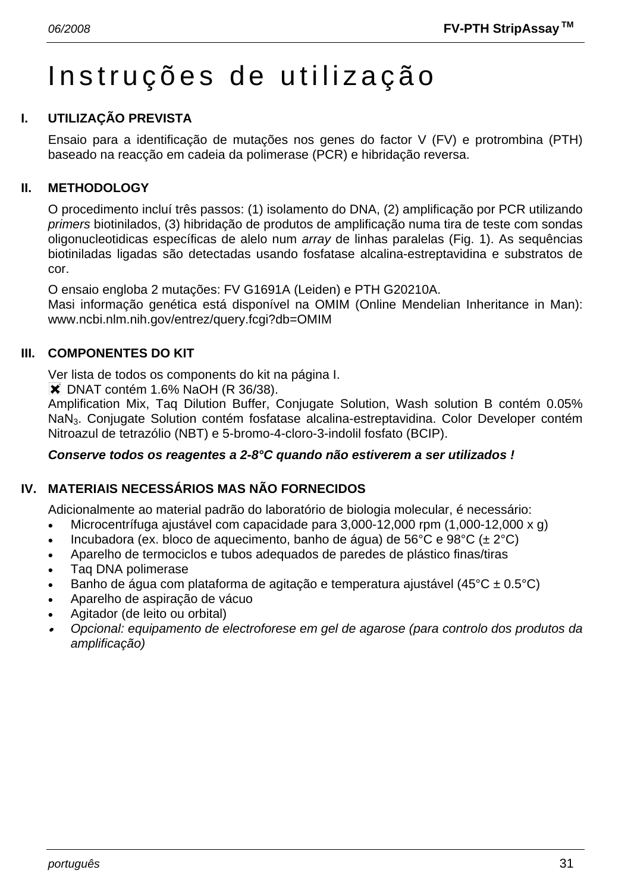# Instruções de utilização

## I. UTILIZAÇÃO PREVISTA

Ensaio para a identificação de mutações nos genes do factor V (FV) e protrombina (PTH) baseado na reacção em cadeia da polimerase (PCR) e hibridação reversa.

## II. METHODOLOGY

O procedimento incluí três passos: (1) isolamento do DNA, (2) amplificação por PCR utilizando *primers* biotinilados, (3) hibridação de produtos de amplificação numa tira de teste com sondas oligonucleotidicas específicas de alelo num *array* de linhas paralelas (Fig. 1). As sequências biotiniladas ligadas são detectadas usando fosfatase alcalina-estreptavidina e substratos de cor.

O ensaio engloba 2 mutações: FV G1691A (Leiden) e PTH G20210A.
Masi informação genética está disponível na OMIM (Online Mendelian Inheritance in Man): www.ncbi.nlm.nih.gov/entrez/query.fcgi?db=OMIM

## III. COMPONENTES DO KIT

Ver lista de todos os components do kit na página I.
✖ DNAT contém 1.6% NaOH (R 36/38).
Amplification Mix, Taq Dilution Buffer, Conjugate Solution, Wash solution B contém 0.05% $NaN_3$. Conjugate Solution contém fosfatase alcalina-estreptavidina. Color Developer contém Nitroazul de tetrazólio (NBT) e 5-bromo-4-cloro-3-indolil fosfato (BCIP).

***Conserve todos os reagentes a 2-8°C quando não estiverem a ser utilizados !***

## IV. MATERIAIS NECESSÁRIOS MAS NÃO FORNECIDOS

Adicionalmente ao material padrão do laboratório de biologia molecular, é necessário:

- Microcentrífuga ajustável com capacidade para 3,000-12,000 rpm (1,000-12,000 x g)
- Incubadora (ex. bloco de aquecimento, banho de água) de 56°C e 98°C (± 2°C)
- Aparelho de termociclos e tubos adequados de paredes de plástico finas/tiras
- Taq DNA polimerase
- Banho de água com plataforma de agitação e temperatura ajustável (45°C ± 0.5°C)
- Aparelho de aspiração de vácuo
- Agitador (de leito ou orbital)
- *Opcional: equipamento de electroforese em gel de agarose (para controlo dos produtos da amplificação)*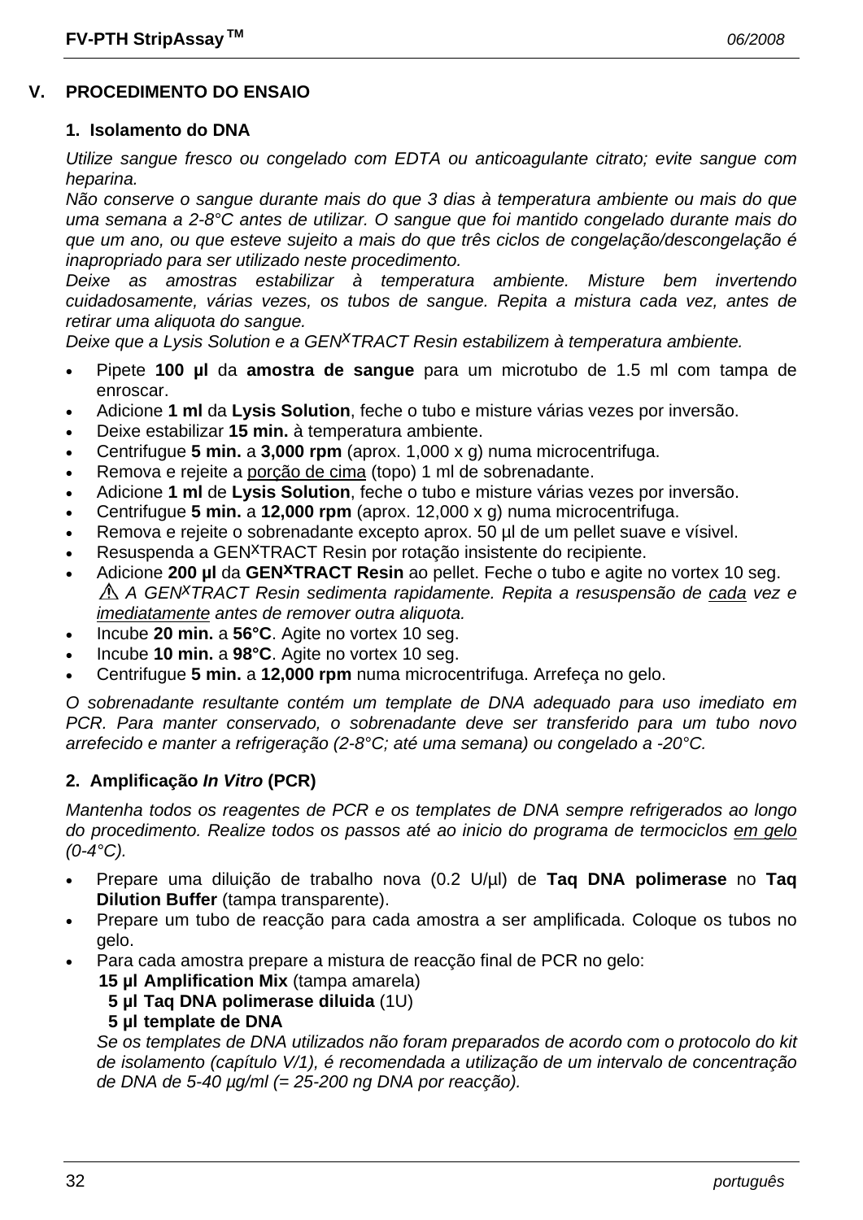## V. PROCEDIMENTO DO ENSAIO

### 1. Isolamento do DNA

*Utilize sangue fresco ou congelado com EDTA ou anticoagulante citrato; evite sangue com heparina.*
*Não conserve o sangue durante mais do que 3 dias à temperatura ambiente ou mais do que uma semana a 2-8°C antes de utilizar. O sangue que foi mantido congelado durante mais do que um ano, ou que esteve sujeito a mais do que três ciclos de congelação/descongelação é inapropriado para ser utilizado neste procedimento.*
*Deixe as amostras estabilizar à temperatura ambiente. Misture bem invertendo cuidadosamente, várias vezes, os tubos de sangue. Repita a mistura cada vez, antes de retirar uma aliquota do sangue.*
*Deixe que a Lysis Solution e a GEN^X^TRACT Resin estabilizem à temperatura ambiente.*

- Pipete **100 µl** da **amostra de sangue** para um microtubo de 1.5 ml com tampa de enroscar.
- Adicione **1 ml** da **Lysis Solution**, feche o tubo e misture várias vezes por inversão.
- Deixe estabilizar **15 min.** à temperatura ambiente.
- Centrifugue **5 min.** a **3,000 rpm** (aprox. 1,000 x g) numa microcentrifuga.
- Remova e rejeite a porção de cima (topo) 1 ml de sobrenadante.
- Adicione **1 ml** de **Lysis Solution**, feche o tubo e misture várias vezes por inversão.
- Centrifugue **5 min.** a **12,000 rpm** (aprox. 12,000 x g) numa microcentrifuga.
- Remova e rejeite o sobrenadante excepto aprox. 50 µl de um pellet suave e vísivel.
- Resuspenda a GEN^X^TRACT Resin por rotação insistente do recipiente.
- Adicione **200 µl** da **GEN^X^TRACT Resin** ao pellet. Feche o tubo e agite no vortex 10 seg.
  ⚠ *A GEN^X^TRACT Resin sedimenta rapidamente. Repita a resuspensão de cada vez e imediatamente antes de remover outra aliquota.*
- Incube **20 min.** a **56°C**. Agite no vortex 10 seg.
- Incube **10 min.** a **98°C**. Agite no vortex 10 seg.
- Centrifugue **5 min.** a **12,000 rpm** numa microcentrifuga. Arrefeça no gelo.

*O sobrenadante resultante contém um template de DNA adequado para uso imediato em PCR. Para manter conservado, o sobrenadante deve ser transferido para um tubo novo arrefecido e manter a refrigeração (2-8°C; até uma semana) ou congelado a -20°C.*

### 2. Amplificação *In Vitro* (PCR)

*Mantenha todos os reagentes de PCR e os templates de DNA sempre refrigerados ao longo do procedimento. Realize todos os passos até ao inicio do programa de termociclos em gelo (0-4°C).*

- Prepare uma diluição de trabalho nova (0.2 U/µl) de **Taq DNA polimerase** no **Taq Dilution Buffer** (tampa transparente).
- Prepare um tubo de reacção para cada amostra a ser amplificada. Coloque os tubos no gelo.
- Para cada amostra prepare a mistura de reacção final de PCR no gelo:
  **15 µl Amplification Mix** (tampa amarela)
  **5 µl Taq DNA polimerase diluida** (1U)
  **5 µl template de DNA**
  *Se os templates de DNA utilizados não foram preparados de acordo com o protocolo do kit de isolamento (capítulo V/1), é recomendada a utilização de um intervalo de concentração de DNA de 5-40 µg/ml (= 25-200 ng DNA por reacção).*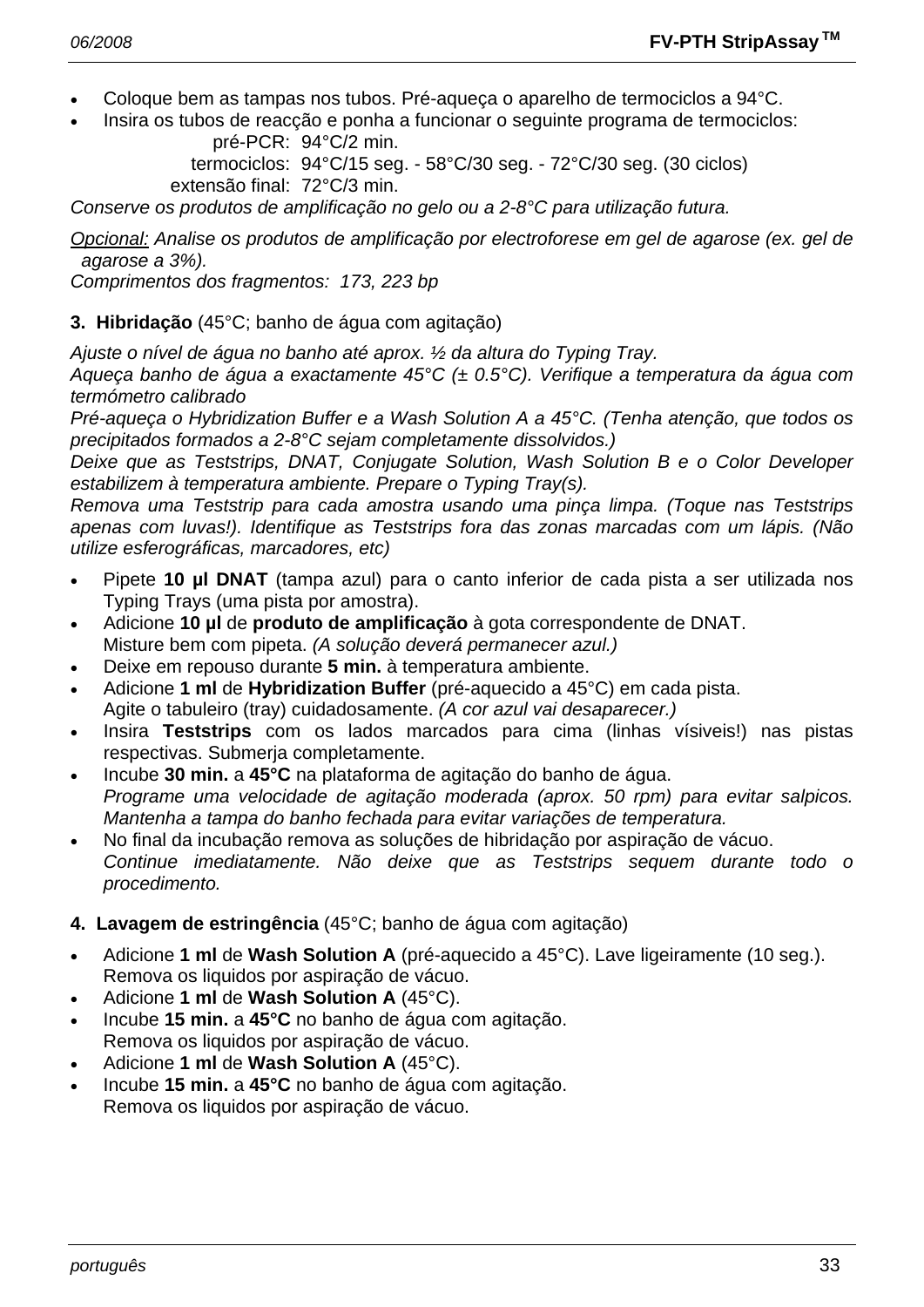- Coloque bem as tampas nos tubos. Pré-aqueça o aparelho de termociclos a 94°C.
- Insira os tubos de reacção e ponha a funcionar o seguinte programa de termociclos:

| | |
|---|---|
| pré-PCR: | 94°C/2 min. |
| termociclos: | 94°C/15 seg. - 58°C/30 seg. - 72°C/30 seg. (30 ciclos) |
| extensão final: | 72°C/3 min. |

*Conserve os produtos de amplificação no gelo ou a 2-8°C para utilização futura.*

*Opcional: Analise os produtos de amplificação por electroforese em gel de agarose (ex. gel de agarose a 3%).*
*Comprimentos dos fragmentos: 173, 223 bp*

**3. Hibridação** (45°C; banho de água com agitação)

*Ajuste o nível de água no banho até aprox. ½ da altura do Typing Tray.*
*Aqueça banho de água a exactamente 45°C (± 0.5°C). Verifique a temperatura da água com termómetro calibrado*
*Pré-aqueça o Hybridization Buffer e a Wash Solution A a 45°C. (Tenha atenção, que todos os precipitados formados a 2-8°C sejam completamente dissolvidos.)*
*Deixe que as Teststrips, DNAT, Conjugate Solution, Wash Solution B e o Color Developer estabilizem à temperatura ambiente. Prepare o Typing Tray(s).*
*Remova uma Teststrip para cada amostra usando uma pinça limpa. (Toque nas Teststrips apenas com luvas!). Identifique as Teststrips fora das zonas marcadas com um lápis. (Não utilize esferográficas, marcadores, etc)*

- Pipete **10 µl DNAT** (tampa azul) para o canto inferior de cada pista a ser utilizada nos Typing Trays (uma pista por amostra).
- Adicione **10 µl** de **produto de amplificação** à gota correspondente de DNAT.
  Misture bem com pipeta. *(A solução deverá permanecer azul.)*
- Deixe em repouso durante **5 min.** à temperatura ambiente.
- Adicione **1 ml** de **Hybridization Buffer** (pré-aquecido a 45°C) em cada pista.
  Agite o tabuleiro (tray) cuidadosamente. *(A cor azul vai desaparecer.)*
- Insira **Teststrips** com os lados marcados para cima (linhas vísiveis!) nas pistas respectivas. Submerja completamente.
- Incube **30 min.** a **45°C** na plataforma de agitação do banho de água.
  *Programe uma velocidade de agitação moderada (aprox. 50 rpm) para evitar salpicos. Mantenha a tampa do banho fechada para evitar variações de temperatura.*
- No final da incubação remova as soluções de hibridação por aspiração de vácuo.
  *Continue imediatamente. Não deixe que as Teststrips sequem durante todo o procedimento.*

**4. Lavagem de estringência** (45°C; banho de água com agitação)

- Adicione **1 ml** de **Wash Solution A** (pré-aquecido a 45°C). Lave ligeiramente (10 seg.).
  Remova os liquidos por aspiração de vácuo.
- Adicione **1 ml** de **Wash Solution A** (45°C).
- Incube **15 min.** a **45°C** no banho de água com agitação.
  Remova os liquidos por aspiração de vácuo.
- Adicione **1 ml** de **Wash Solution A** (45°C).
- Incube **15 min.** a **45°C** no banho de água com agitação.
  Remova os liquidos por aspiração de vácuo.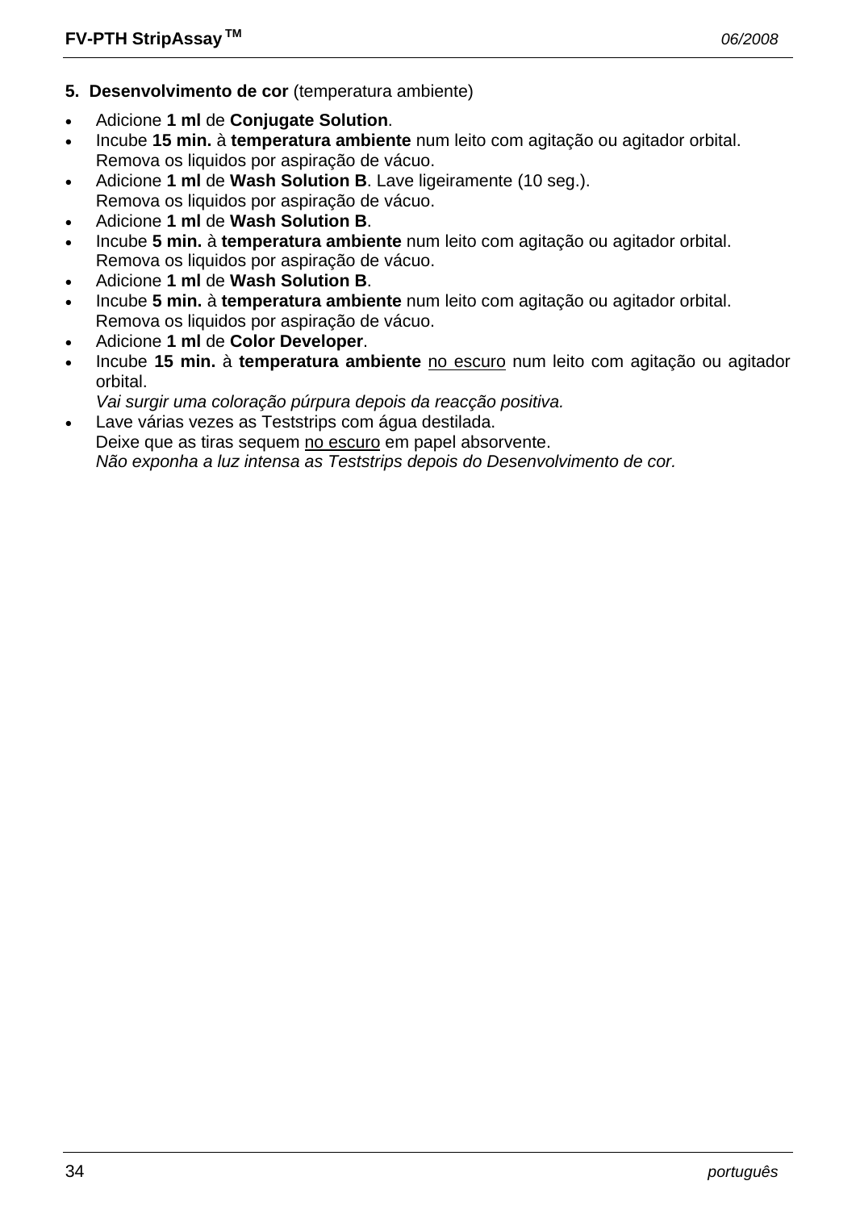**5. Desenvolvimento de cor** (temperatura ambiente)

- Adicione **1 ml** de **Conjugate Solution**.
- Incube **15 min.** à **temperatura ambiente** num leito com agitação ou agitador orbital.
  Remova os liquidos por aspiração de vácuo.
- Adicione **1 ml** de **Wash Solution B**. Lave ligeiramente (10 seg.).
  Remova os liquidos por aspiração de vácuo.
- Adicione **1 ml** de **Wash Solution B**.
- Incube **5 min.** à **temperatura ambiente** num leito com agitação ou agitador orbital.
  Remova os liquidos por aspiração de vácuo.
- Adicione **1 ml** de **Wash Solution B**.
- Incube **5 min.** à **temperatura ambiente** num leito com agitação ou agitador orbital.
  Remova os liquidos por aspiração de vácuo.
- Adicione **1 ml** de **Color Developer**.
- Incube **15 min.** à **temperatura ambiente** <u>no escuro</u> num leito com agitação ou agitador orbital.
  *Vai surgir uma coloração púrpura depois da reacção positiva.*
- Lave várias vezes as Teststrips com água destilada.
  Deixe que as tiras sequem <u>no escuro</u> em papel absorvente.
  *Não exponha a luz intensa as Teststrips depois do Desenvolvimento de cor.*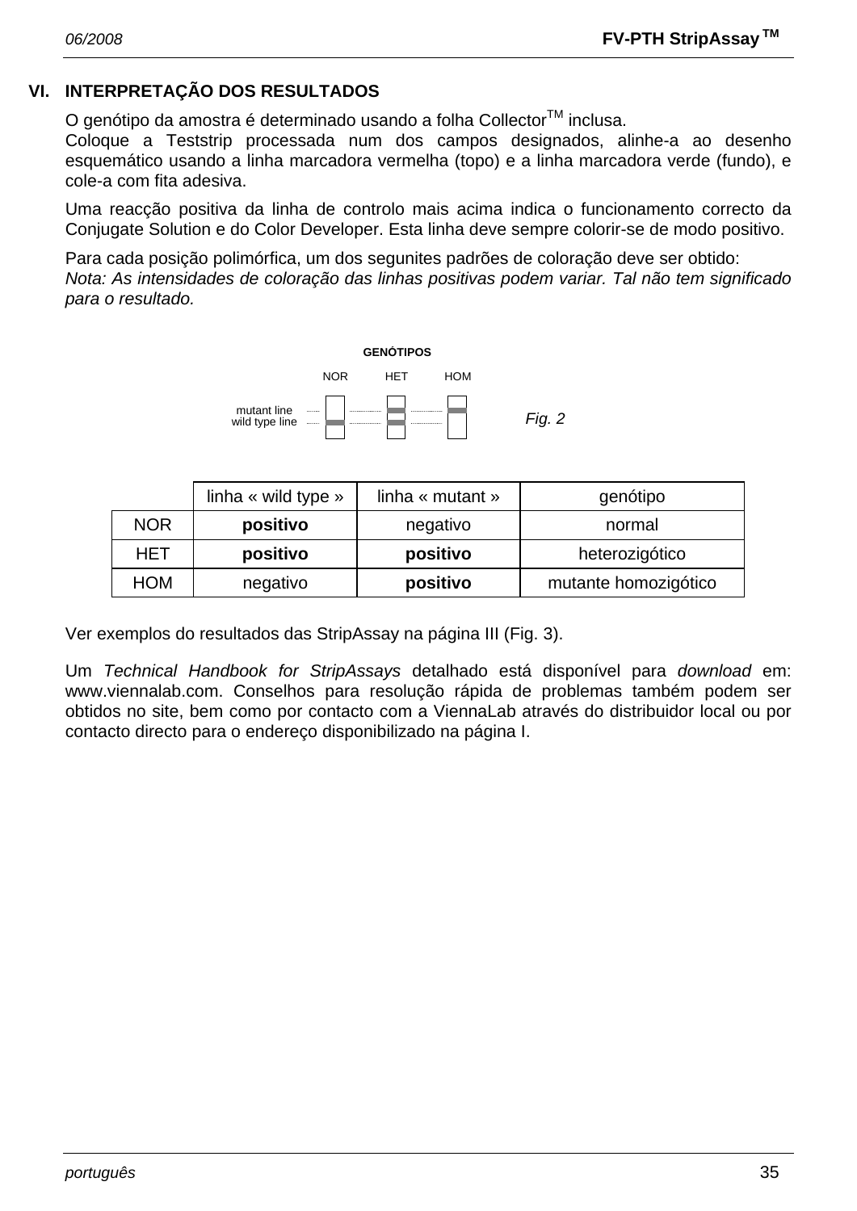## VI. INTERPRETAÇÃO DOS RESULTADOS

O genótipo da amostra é determinado usando a folha Collector™ inclusa.
Coloque a Teststrip processada num dos campos designados, alinhe-a ao desenho esquemático usando a linha marcadora vermelha (topo) e a linha marcadora verde (fundo), e cole-a com fita adesiva.

Uma reacção positiva da linha de controlo mais acima indica o funcionamento correcto da Conjugate Solution e do Color Developer. Esta linha deve sempre colorir-se de modo positivo.

Para cada posição polimórfica, um dos segunites padrões de coloração deve ser obtido:
*Nota: As intensidades de coloração das linhas positivas podem variar. Tal não tem significado para o resultado.*

**GENÓTIPOS**

NOR HET HOM

mutant line
wild type line

*Fig. 2*

| | linha « wild type » | linha « mutant » | genótipo |
|---|---|---|---|
| NOR | **positivo** | negativo | normal |
| HET | **positivo** | **positivo** | heterozigótico |
| HOM | negativo | **positivo** | mutante homozigótico |

Ver exemplos do resultados das StripAssay na página III (Fig. 3).

Um *Technical Handbook for StripAssays* detalhado está disponível para *download* em: www.viennalab.com. Conselhos para resolução rápida de problemas também podem ser obtidos no site, bem como por contacto com a ViennaLab através do distribuidor local ou por contacto directo para o endereço disponibilizado na página I.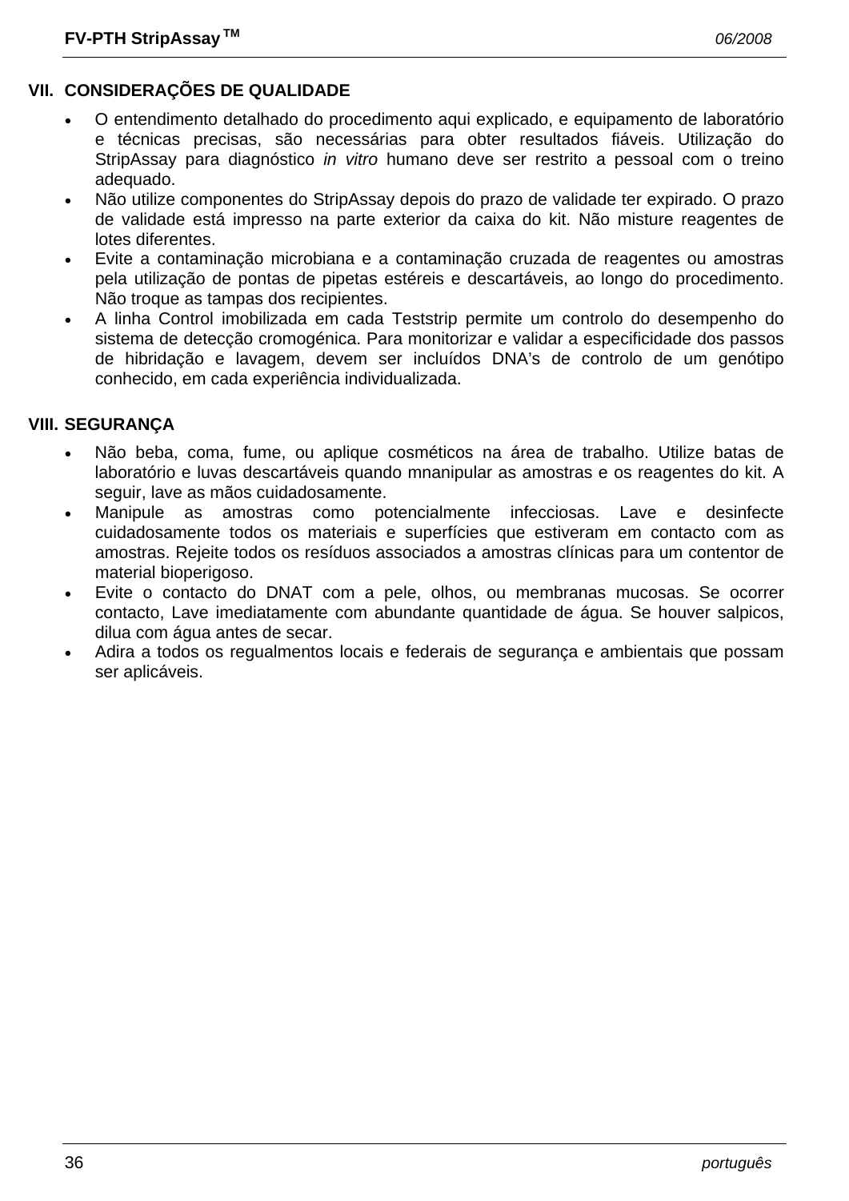## VII. CONSIDERAÇÕES DE QUALIDADE

- O entendimento detalhado do procedimento aqui explicado, e equipamento de laboratório e técnicas precisas, são necessárias para obter resultados fiáveis. Utilização do StripAssay para diagnóstico *in vitro* humano deve ser restrito a pessoal com o treino adequado.
- Não utilize componentes do StripAssay depois do prazo de validade ter expirado. O prazo de validade está impresso na parte exterior da caixa do kit. Não misture reagentes de lotes diferentes.
- Evite a contaminação microbiana e a contaminação cruzada de reagentes ou amostras pela utilização de pontas de pipetas estéreis e descartáveis, ao longo do procedimento. Não troque as tampas dos recipientes.
- A linha Control imobilizada em cada Teststrip permite um controlo do desempenho do sistema de detecção cromogénica. Para monitorizar e validar a especificidade dos passos de hibridação e lavagem, devem ser incluídos DNA's de controlo de um genótipo conhecido, em cada experiência individualizada.

## VIII. SEGURANÇA

- Não beba, coma, fume, ou aplique cosméticos na área de trabalho. Utilize batas de laboratório e luvas descartáveis quando mnanipular as amostras e os reagentes do kit. A seguir, lave as mãos cuidadosamente.
- Manipule as amostras como potencialmente infecciosas. Lave e desinfecte cuidadosamente todos os materiais e superfícies que estiveram em contacto com as amostras. Rejeite todos os resíduos associados a amostras clínicas para um contentor de material bioperigoso.
- Evite o contacto do DNAT com a pele, olhos, ou membranas mucosas. Se ocorrer contacto, Lave imediatamente com abundante quantidade de água. Se houver salpicos, dilua com água antes de secar.
- Adira a todos os regualmentos locais e federais de segurança e ambientais que possam ser aplicáveis.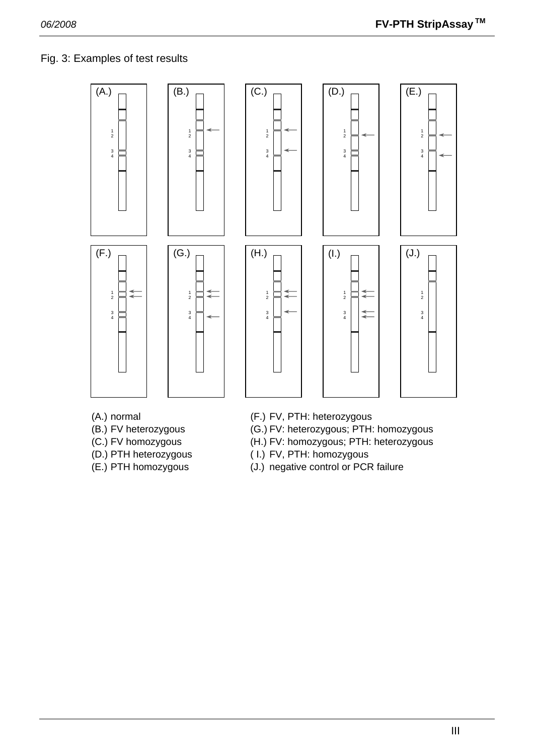Fig. 3: Examples of test results

(A.) normal
(B.) FV heterozygous
(C.) FV homozygous
(D.) PTH heterozygous
(E.) PTH homozygous
(F.) FV, PTH: heterozygous
(G.) FV: heterozygous; PTH: homozygous
(H.) FV: homozygous; PTH: heterozygous
( I.) FV, PTH: homozygous
(J.) negative control or PCR failure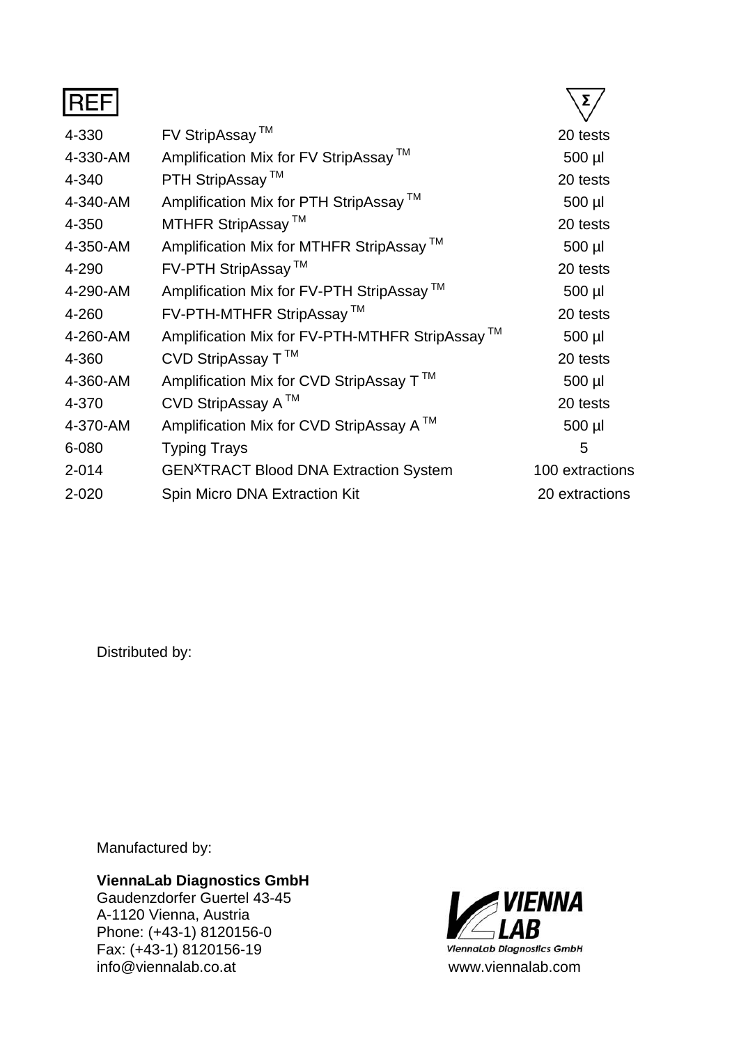| REF | | Σ |
|---|---|---|
| 4-330 | FV StripAssay™ | 20 tests |
| 4-330-AM | Amplification Mix for FV StripAssay™ | 500 µl |
| 4-340 | PTH StripAssay™ | 20 tests |
| 4-340-AM | Amplification Mix for PTH StripAssay™ | 500 µl |
| 4-350 | MTHFR StripAssay™ | 20 tests |
| 4-350-AM | Amplification Mix for MTHFR StripAssay™ | 500 µl |
| 4-290 | FV-PTH StripAssay™ | 20 tests |
| 4-290-AM | Amplification Mix for FV-PTH StripAssay™ | 500 µl |
| 4-260 | FV-PTH-MTHFR StripAssay™ | 20 tests |
| 4-260-AM | Amplification Mix for FV-PTH-MTHFR StripAssay™ | 500 µl |
| 4-360 | CVD StripAssay T™ | 20 tests |
| 4-360-AM | Amplification Mix for CVD StripAssay T™ | 500 µl |
| 4-370 | CVD StripAssay A™ | 20 tests |
| 4-370-AM | Amplification Mix for CVD StripAssay A™ | 500 µl |
| 6-080 | Typing Trays | 5 |
| 2-014 | GENXTRACT Blood DNA Extraction System | 100 extractions |
| 2-020 | Spin Micro DNA Extraction Kit | 20 extractions |

Distributed by:

Manufactured by:

**ViennaLab Diagnostics GmbH**
Gaudenzdorfer Guertel 43-45
A-1120 Vienna, Austria
Phone: (+43-1) 8120156-0
Fax: (+43-1) 8120156-19
info@viennalab.co.at

VIENNA LAB
ViennaLab Diagnostics GmbH
www.viennalab.com